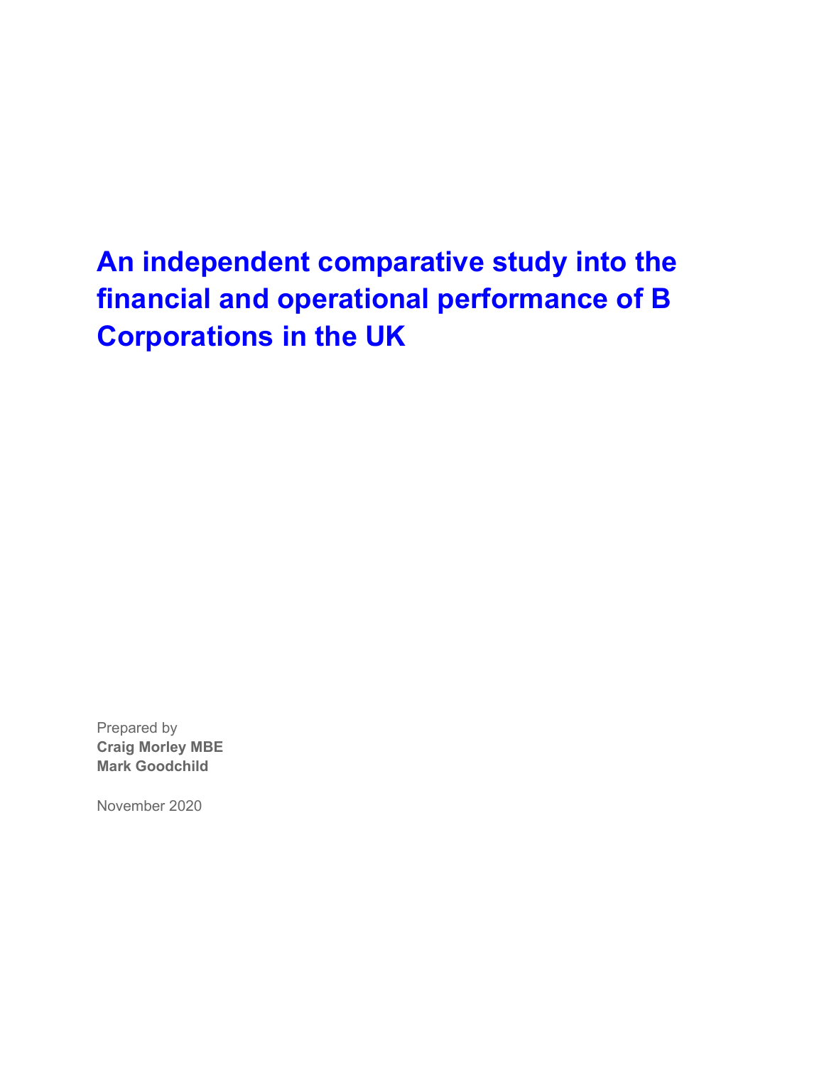# An independent comparative study into the financial and operational performance of B Corporations in the UK

Prepared by
**Craig Morley MBE**
**Mark Goodchild**

November 2020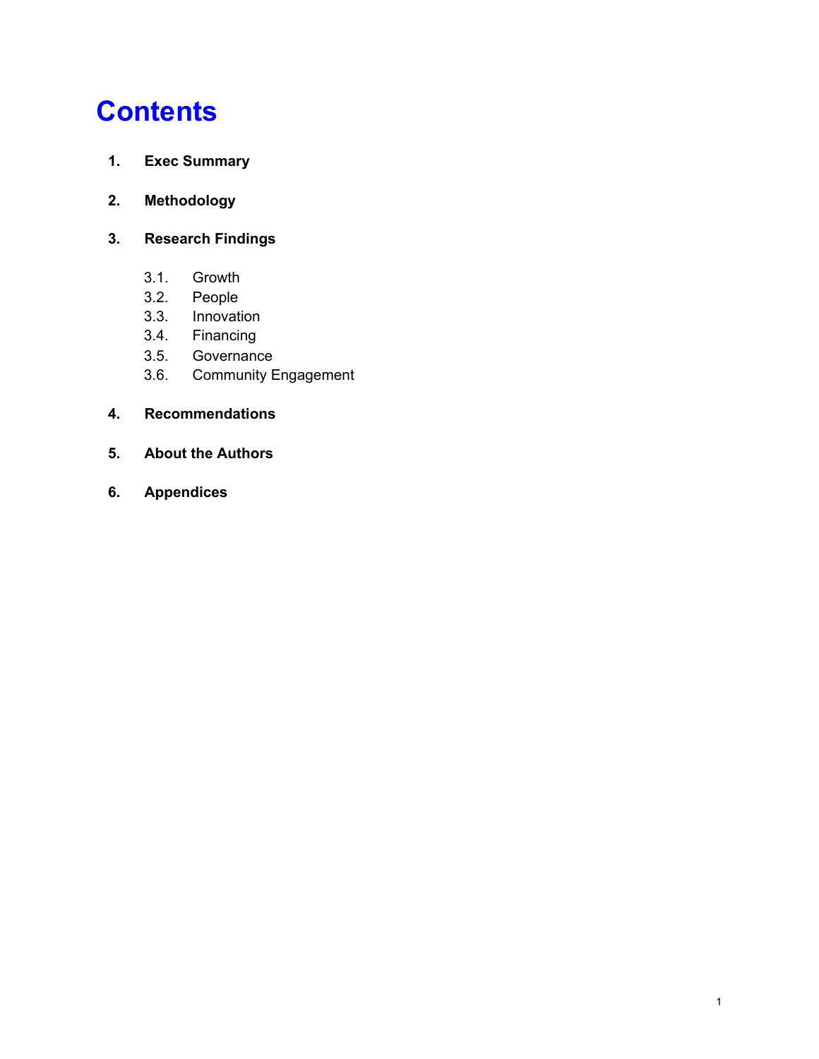# Contents

1. **Exec Summary**

2. **Methodology**

3. **Research Findings**

    3.1. Growth
    3.2. People
    3.3. Innovation
    3.4. Financing
    3.5. Governance
    3.6. Community Engagement

4. **Recommendations**

5. **About the Authors**

6. **Appendices**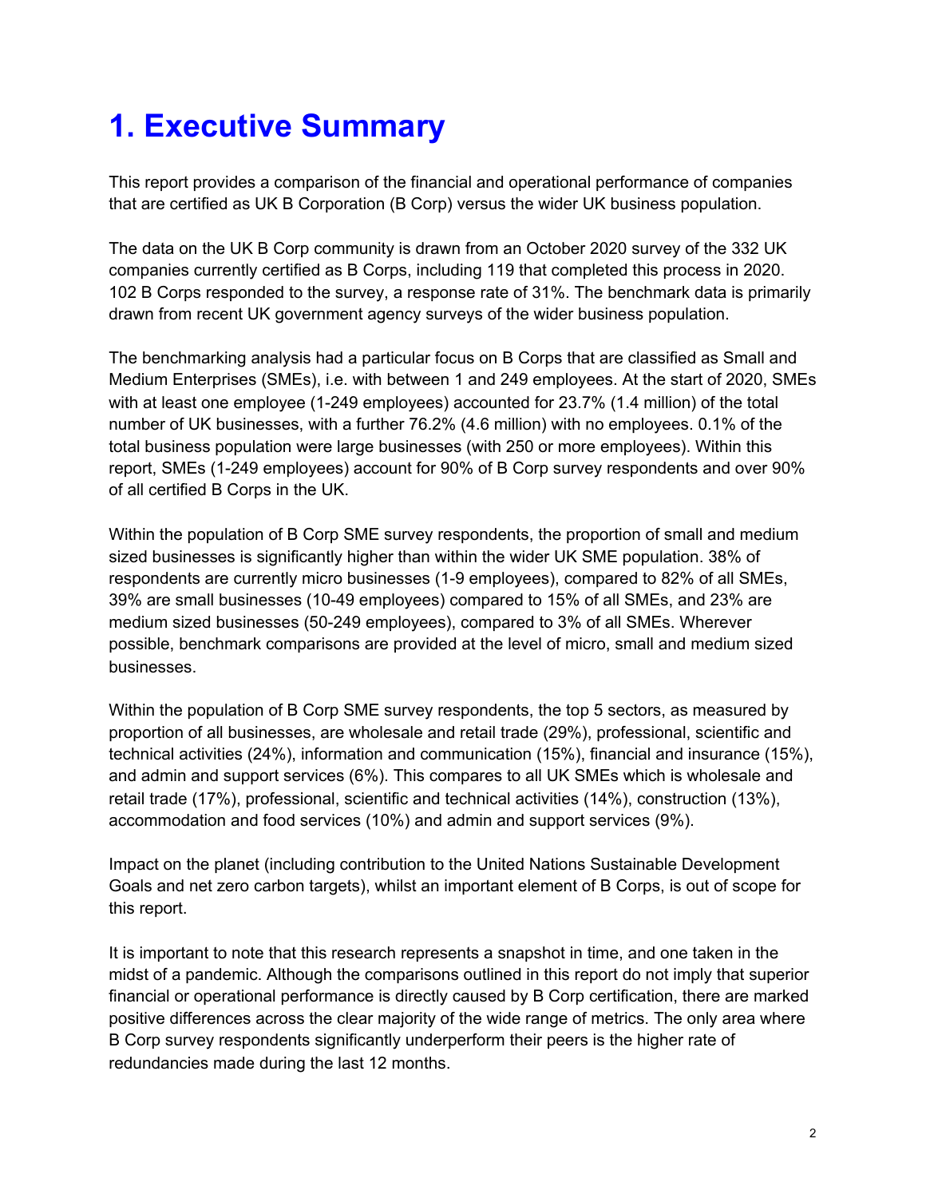# 1. Executive Summary

This report provides a comparison of the financial and operational performance of companies that are certified as UK B Corporation (B Corp) versus the wider UK business population.

The data on the UK B Corp community is drawn from an October 2020 survey of the 332 UK companies currently certified as B Corps, including 119 that completed this process in 2020. 102 B Corps responded to the survey, a response rate of 31%. The benchmark data is primarily drawn from recent UK government agency surveys of the wider business population.

The benchmarking analysis had a particular focus on B Corps that are classified as Small and Medium Enterprises (SMEs), i.e. with between 1 and 249 employees. At the start of 2020, SMEs with at least one employee (1-249 employees) accounted for 23.7% (1.4 million) of the total number of UK businesses, with a further 76.2% (4.6 million) with no employees. 0.1% of the total business population were large businesses (with 250 or more employees). Within this report, SMEs (1-249 employees) account for 90% of B Corp survey respondents and over 90% of all certified B Corps in the UK.

Within the population of B Corp SME survey respondents, the proportion of small and medium sized businesses is significantly higher than within the wider UK SME population. 38% of respondents are currently micro businesses (1-9 employees), compared to 82% of all SMEs, 39% are small businesses (10-49 employees) compared to 15% of all SMEs, and 23% are medium sized businesses (50-249 employees), compared to 3% of all SMEs. Wherever possible, benchmark comparisons are provided at the level of micro, small and medium sized businesses.

Within the population of B Corp SME survey respondents, the top 5 sectors, as measured by proportion of all businesses, are wholesale and retail trade (29%), professional, scientific and technical activities (24%), information and communication (15%), financial and insurance (15%), and admin and support services (6%). This compares to all UK SMEs which is wholesale and retail trade (17%), professional, scientific and technical activities (14%), construction (13%), accommodation and food services (10%) and admin and support services (9%).

Impact on the planet (including contribution to the United Nations Sustainable Development Goals and net zero carbon targets), whilst an important element of B Corps, is out of scope for this report.

It is important to note that this research represents a snapshot in time, and one taken in the midst of a pandemic. Although the comparisons outlined in this report do not imply that superior financial or operational performance is directly caused by B Corp certification, there are marked positive differences across the clear majority of the wide range of metrics. The only area where B Corp survey respondents significantly underperform their peers is the higher rate of redundancies made during the last 12 months.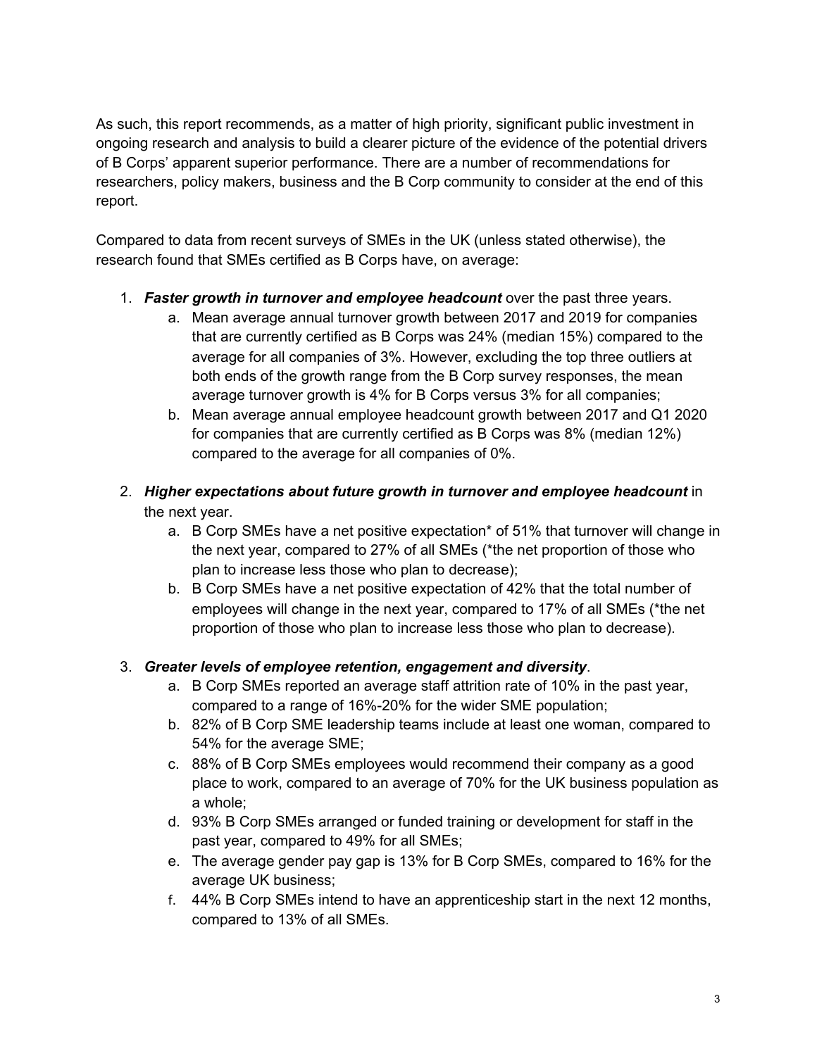As such, this report recommends, as a matter of high priority, significant public investment in ongoing research and analysis to build a clearer picture of the evidence of the potential drivers of B Corps' apparent superior performance. There are a number of recommendations for researchers, policy makers, business and the B Corp community to consider at the end of this report.

Compared to data from recent surveys of SMEs in the UK (unless stated otherwise), the research found that SMEs certified as B Corps have, on average:

1. ***Faster growth in turnover and employee headcount*** over the past three years.
    a. Mean average annual turnover growth between 2017 and 2019 for companies that are currently certified as B Corps was 24% (median 15%) compared to the average for all companies of 3%. However, excluding the top three outliers at both ends of the growth range from the B Corp survey responses, the mean average turnover growth is 4% for B Corps versus 3% for all companies;
    b. Mean average annual employee headcount growth between 2017 and Q1 2020 for companies that are currently certified as B Corps was 8% (median 12%) compared to the average for all companies of 0%.

2. ***Higher expectations about future growth in turnover and employee headcount*** in the next year.
    a. B Corp SMEs have a net positive expectation* of 51% that turnover will change in the next year, compared to 27% of all SMEs (*the net proportion of those who plan to increase less those who plan to decrease);
    b. B Corp SMEs have a net positive expectation of 42% that the total number of employees will change in the next year, compared to 17% of all SMEs (*the net proportion of those who plan to increase less those who plan to decrease).

3. ***Greater levels of employee retention, engagement and diversity***.
    a. B Corp SMEs reported an average staff attrition rate of 10% in the past year, compared to a range of 16%-20% for the wider SME population;
    b. 82% of B Corp SME leadership teams include at least one woman, compared to 54% for the average SME;
    c. 88% of B Corp SMEs employees would recommend their company as a good place to work, compared to an average of 70% for the UK business population as a whole;
    d. 93% B Corp SMEs arranged or funded training or development for staff in the past year, compared to 49% for all SMEs;
    e. The average gender pay gap is 13% for B Corp SMEs, compared to 16% for the average UK business;
    f. 44% B Corp SMEs intend to have an apprenticeship start in the next 12 months, compared to 13% of all SMEs.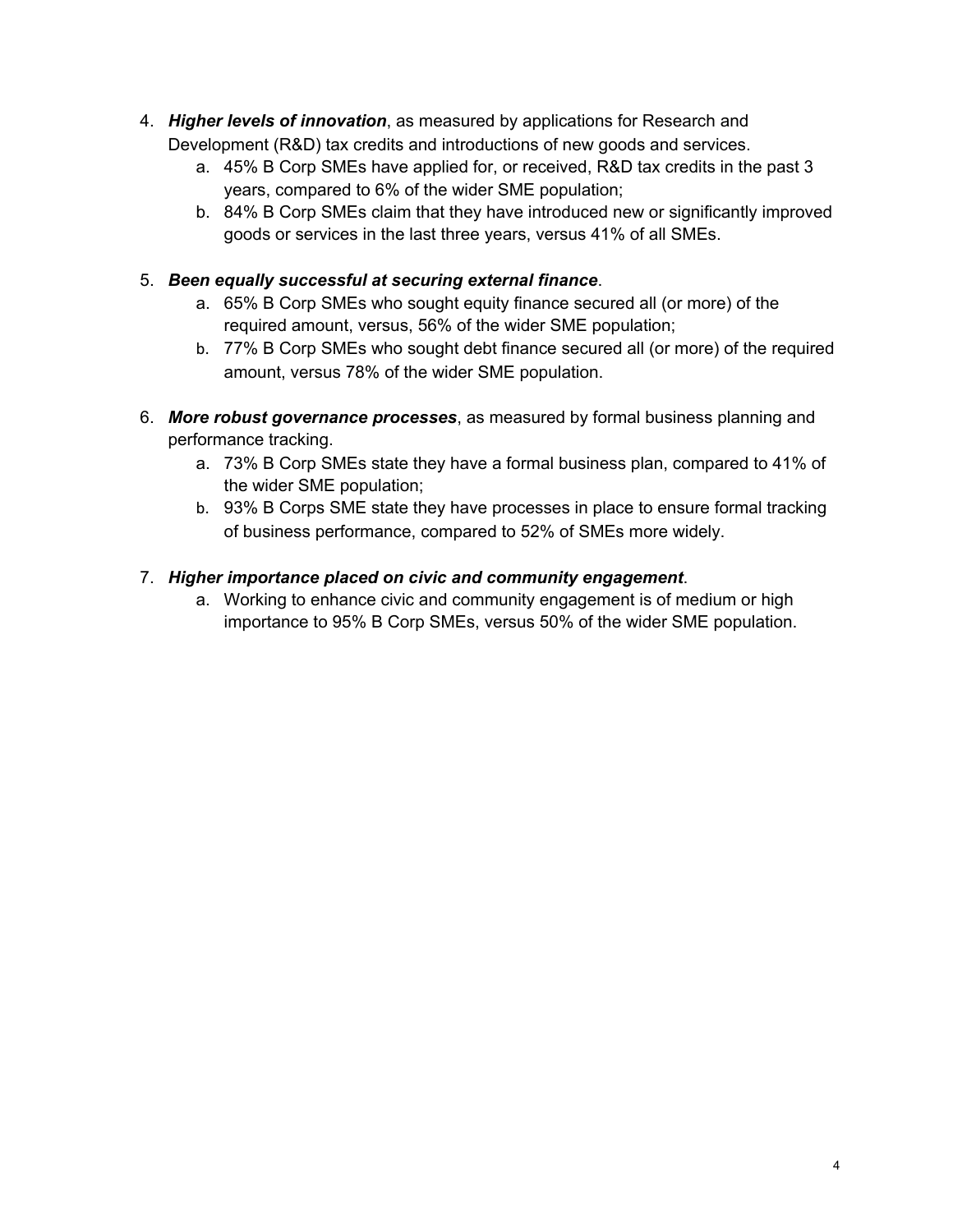4. ***Higher levels of innovation***, as measured by applications for Research and Development (R&D) tax credits and introductions of new goods and services.
    a. 45% B Corp SMEs have applied for, or received, R&D tax credits in the past 3 years, compared to 6% of the wider SME population;
    b. 84% B Corp SMEs claim that they have introduced new or significantly improved goods or services in the last three years, versus 41% of all SMEs.

5. ***Been equally successful at securing external finance***.
    a. 65% B Corp SMEs who sought equity finance secured all (or more) of the required amount, versus, 56% of the wider SME population;
    b. 77% B Corp SMEs who sought debt finance secured all (or more) of the required amount, versus 78% of the wider SME population.

6. ***More robust governance processes***, as measured by formal business planning and performance tracking.
    a. 73% B Corp SMEs state they have a formal business plan, compared to 41% of the wider SME population;
    b. 93% B Corps SME state they have processes in place to ensure formal tracking of business performance, compared to 52% of SMEs more widely.

7. ***Higher importance placed on civic and community engagement***.
    a. Working to enhance civic and community engagement is of medium or high importance to 95% B Corp SMEs, versus 50% of the wider SME population.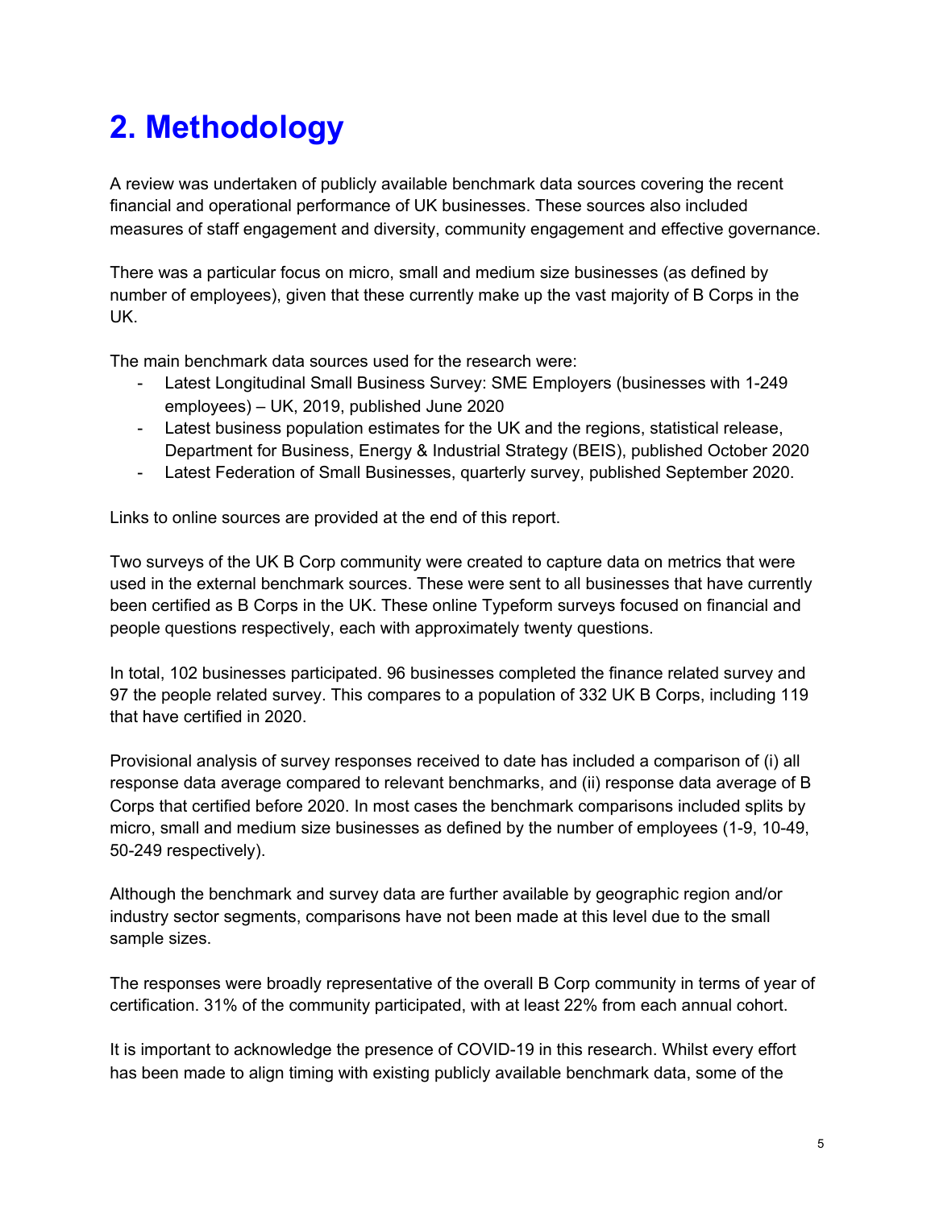# 2. Methodology

A review was undertaken of publicly available benchmark data sources covering the recent financial and operational performance of UK businesses. These sources also included measures of staff engagement and diversity, community engagement and effective governance.

There was a particular focus on micro, small and medium size businesses (as defined by number of employees), given that these currently make up the vast majority of B Corps in the UK.

The main benchmark data sources used for the research were:

- Latest Longitudinal Small Business Survey: SME Employers (businesses with 1-249 employees) – UK, 2019, published June 2020
- Latest business population estimates for the UK and the regions, statistical release, Department for Business, Energy & Industrial Strategy (BEIS), published October 2020
- Latest Federation of Small Businesses, quarterly survey, published September 2020.

Links to online sources are provided at the end of this report.

Two surveys of the UK B Corp community were created to capture data on metrics that were used in the external benchmark sources. These were sent to all businesses that have currently been certified as B Corps in the UK. These online Typeform surveys focused on financial and people questions respectively, each with approximately twenty questions.

In total, 102 businesses participated. 96 businesses completed the finance related survey and 97 the people related survey. This compares to a population of 332 UK B Corps, including 119 that have certified in 2020.

Provisional analysis of survey responses received to date has included a comparison of (i) all response data average compared to relevant benchmarks, and (ii) response data average of B Corps that certified before 2020. In most cases the benchmark comparisons included splits by micro, small and medium size businesses as defined by the number of employees (1-9, 10-49, 50-249 respectively).

Although the benchmark and survey data are further available by geographic region and/or industry sector segments, comparisons have not been made at this level due to the small sample sizes.

The responses were broadly representative of the overall B Corp community in terms of year of certification. 31% of the community participated, with at least 22% from each annual cohort.

It is important to acknowledge the presence of COVID-19 in this research. Whilst every effort has been made to align timing with existing publicly available benchmark data, some of the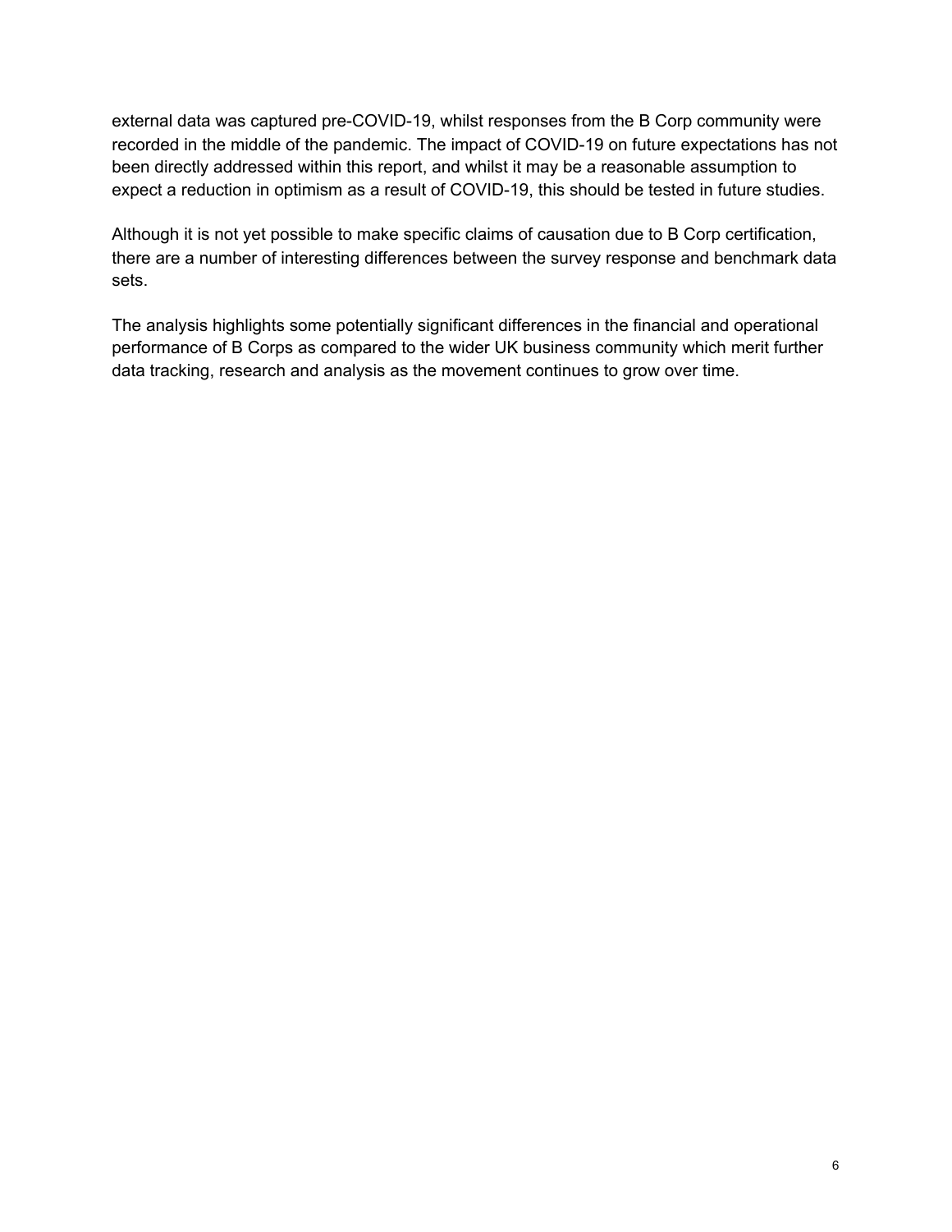external data was captured pre-COVID-19, whilst responses from the B Corp community were recorded in the middle of the pandemic. The impact of COVID-19 on future expectations has not been directly addressed within this report, and whilst it may be a reasonable assumption to expect a reduction in optimism as a result of COVID-19, this should be tested in future studies.

Although it is not yet possible to make specific claims of causation due to B Corp certification, there are a number of interesting differences between the survey response and benchmark data sets.

The analysis highlights some potentially significant differences in the financial and operational performance of B Corps as compared to the wider UK business community which merit further data tracking, research and analysis as the movement continues to grow over time.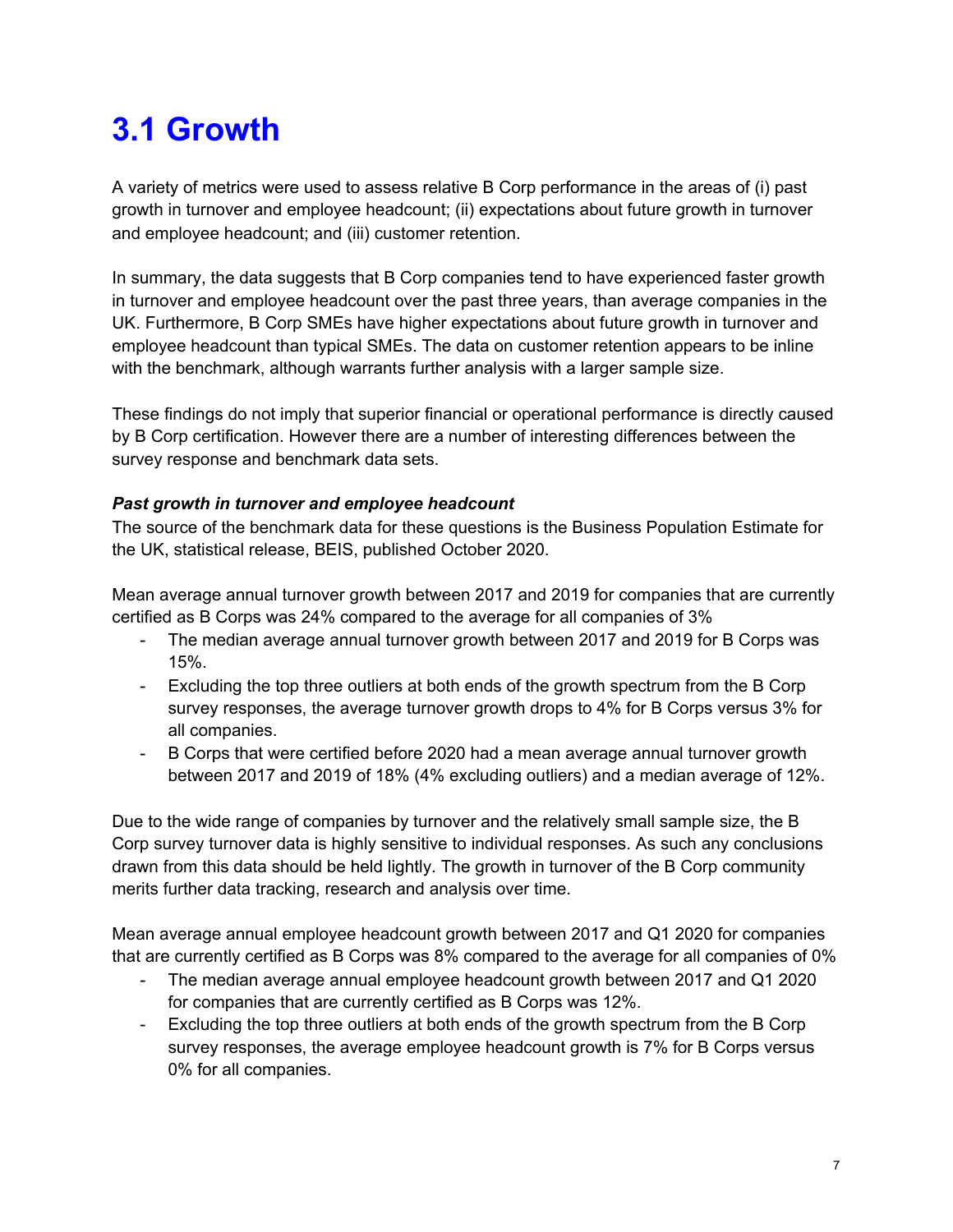# 3.1 Growth

A variety of metrics were used to assess relative B Corp performance in the areas of (i) past growth in turnover and employee headcount; (ii) expectations about future growth in turnover and employee headcount; and (iii) customer retention.

In summary, the data suggests that B Corp companies tend to have experienced faster growth in turnover and employee headcount over the past three years, than average companies in the UK. Furthermore, B Corp SMEs have higher expectations about future growth in turnover and employee headcount than typical SMEs. The data on customer retention appears to be inline with the benchmark, although warrants further analysis with a larger sample size.

These findings do not imply that superior financial or operational performance is directly caused by B Corp certification. However there are a number of interesting differences between the survey response and benchmark data sets.

***Past growth in turnover and employee headcount***

The source of the benchmark data for these questions is the Business Population Estimate for the UK, statistical release, BEIS, published October 2020.

Mean average annual turnover growth between 2017 and 2019 for companies that are currently certified as B Corps was 24% compared to the average for all companies of 3%

- The median average annual turnover growth between 2017 and 2019 for B Corps was 15%.
- Excluding the top three outliers at both ends of the growth spectrum from the B Corp survey responses, the average turnover growth drops to 4% for B Corps versus 3% for all companies.
- B Corps that were certified before 2020 had a mean average annual turnover growth between 2017 and 2019 of 18% (4% excluding outliers) and a median average of 12%.

Due to the wide range of companies by turnover and the relatively small sample size, the B Corp survey turnover data is highly sensitive to individual responses. As such any conclusions drawn from this data should be held lightly. The growth in turnover of the B Corp community merits further data tracking, research and analysis over time.

Mean average annual employee headcount growth between 2017 and Q1 2020 for companies that are currently certified as B Corps was 8% compared to the average for all companies of 0%

- The median average annual employee headcount growth between 2017 and Q1 2020 for companies that are currently certified as B Corps was 12%.
- Excluding the top three outliers at both ends of the growth spectrum from the B Corp survey responses, the average employee headcount growth is 7% for B Corps versus 0% for all companies.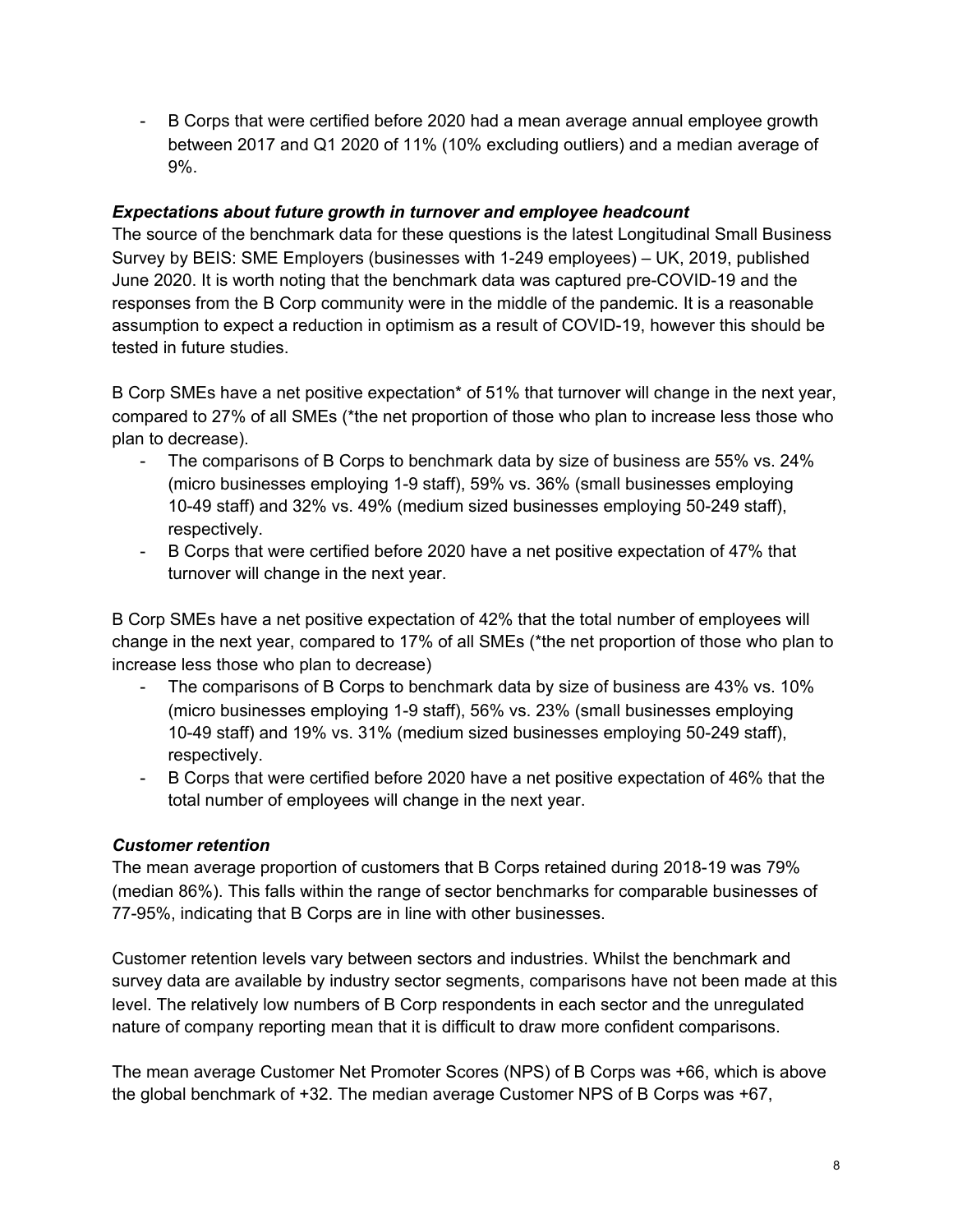- B Corps that were certified before 2020 had a mean average annual employee growth between 2017 and Q1 2020 of 11% (10% excluding outliers) and a median average of 9%.

***Expectations about future growth in turnover and employee headcount***

The source of the benchmark data for these questions is the latest Longitudinal Small Business Survey by BEIS: SME Employers (businesses with 1-249 employees) – UK, 2019, published June 2020. It is worth noting that the benchmark data was captured pre-COVID-19 and the responses from the B Corp community were in the middle of the pandemic. It is a reasonable assumption to expect a reduction in optimism as a result of COVID-19, however this should be tested in future studies.

B Corp SMEs have a net positive expectation* of 51% that turnover will change in the next year, compared to 27% of all SMEs (*the net proportion of those who plan to increase less those who plan to decrease).

- The comparisons of B Corps to benchmark data by size of business are 55% vs. 24% (micro businesses employing 1-9 staff), 59% vs. 36% (small businesses employing 10-49 staff) and 32% vs. 49% (medium sized businesses employing 50-249 staff), respectively.
- B Corps that were certified before 2020 have a net positive expectation of 47% that turnover will change in the next year.

B Corp SMEs have a net positive expectation of 42% that the total number of employees will change in the next year, compared to 17% of all SMEs (*the net proportion of those who plan to increase less those who plan to decrease)

- The comparisons of B Corps to benchmark data by size of business are 43% vs. 10% (micro businesses employing 1-9 staff), 56% vs. 23% (small businesses employing 10-49 staff) and 19% vs. 31% (medium sized businesses employing 50-249 staff), respectively.
- B Corps that were certified before 2020 have a net positive expectation of 46% that the total number of employees will change in the next year.

***Customer retention***

The mean average proportion of customers that B Corps retained during 2018-19 was 79% (median 86%). This falls within the range of sector benchmarks for comparable businesses of 77-95%, indicating that B Corps are in line with other businesses.

Customer retention levels vary between sectors and industries. Whilst the benchmark and survey data are available by industry sector segments, comparisons have not been made at this level. The relatively low numbers of B Corp respondents in each sector and the unregulated nature of company reporting mean that it is difficult to draw more confident comparisons.

The mean average Customer Net Promoter Scores (NPS) of B Corps was +66, which is above the global benchmark of +32. The median average Customer NPS of B Corps was +67,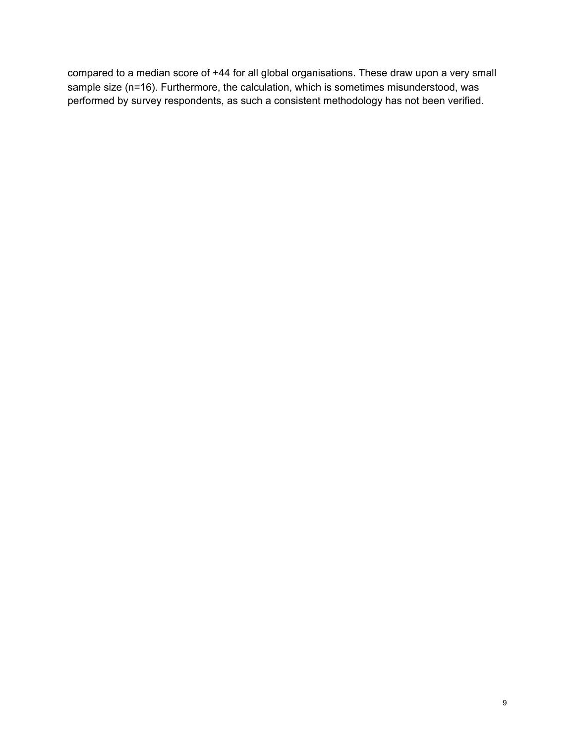compared to a median score of +44 for all global organisations. These draw upon a very small sample size (n=16). Furthermore, the calculation, which is sometimes misunderstood, was performed by survey respondents, as such a consistent methodology has not been verified.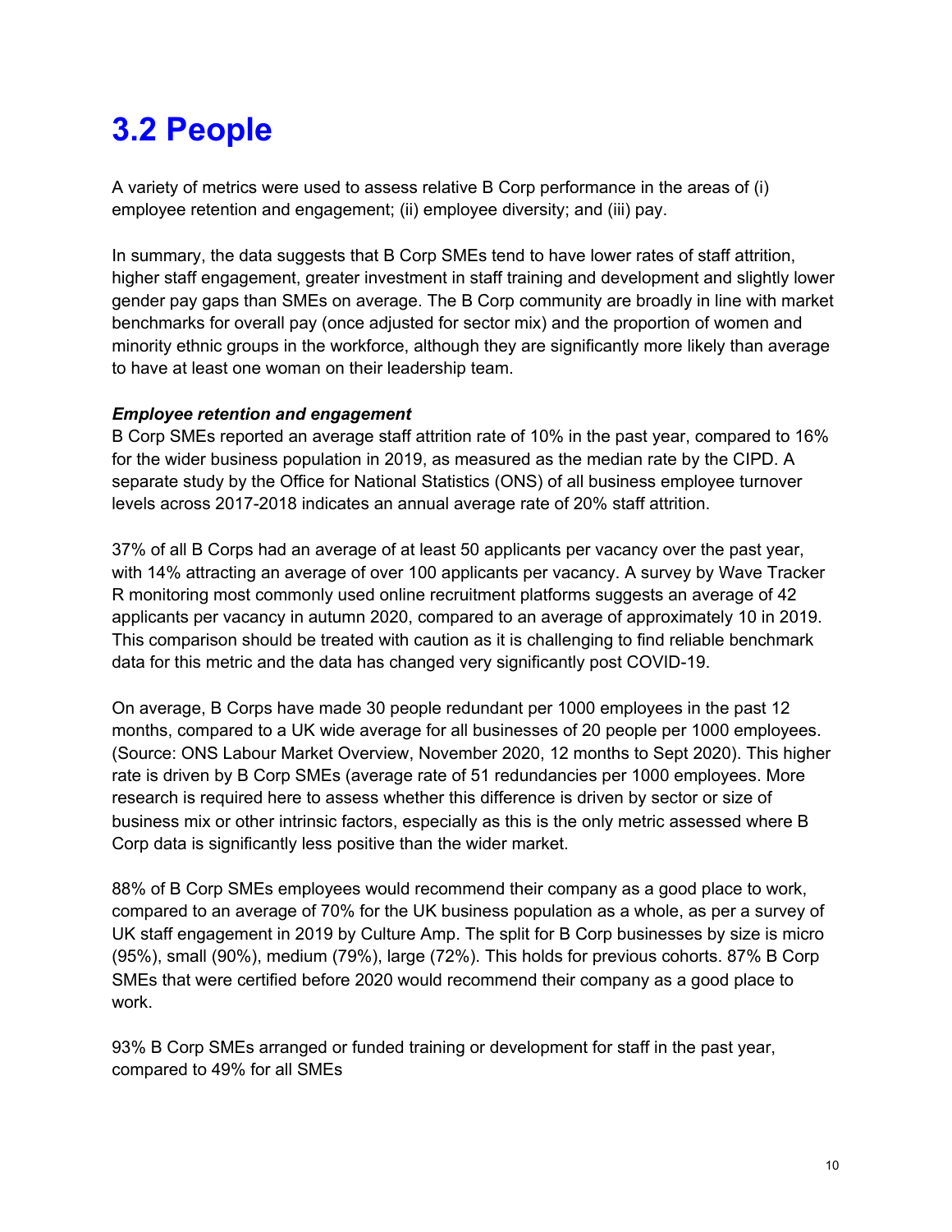# 3.2 People

A variety of metrics were used to assess relative B Corp performance in the areas of (i) employee retention and engagement; (ii) employee diversity; and (iii) pay.

In summary, the data suggests that B Corp SMEs tend to have lower rates of staff attrition, higher staff engagement, greater investment in staff training and development and slightly lower gender pay gaps than SMEs on average. The B Corp community are broadly in line with market benchmarks for overall pay (once adjusted for sector mix) and the proportion of women and minority ethnic groups in the workforce, although they are significantly more likely than average to have at least one woman on their leadership team.

***Employee retention and engagement***

B Corp SMEs reported an average staff attrition rate of 10% in the past year, compared to 16% for the wider business population in 2019, as measured as the median rate by the CIPD. A separate study by the Office for National Statistics (ONS) of all business employee turnover levels across 2017-2018 indicates an annual average rate of 20% staff attrition.

37% of all B Corps had an average of at least 50 applicants per vacancy over the past year, with 14% attracting an average of over 100 applicants per vacancy. A survey by Wave Tracker R monitoring most commonly used online recruitment platforms suggests an average of 42 applicants per vacancy in autumn 2020, compared to an average of approximately 10 in 2019. This comparison should be treated with caution as it is challenging to find reliable benchmark data for this metric and the data has changed very significantly post COVID-19.

On average, B Corps have made 30 people redundant per 1000 employees in the past 12 months, compared to a UK wide average for all businesses of 20 people per 1000 employees. (Source: ONS Labour Market Overview, November 2020, 12 months to Sept 2020). This higher rate is driven by B Corp SMEs (average rate of 51 redundancies per 1000 employees. More research is required here to assess whether this difference is driven by sector or size of business mix or other intrinsic factors, especially as this is the only metric assessed where B Corp data is significantly less positive than the wider market.

88% of B Corp SMEs employees would recommend their company as a good place to work, compared to an average of 70% for the UK business population as a whole, as per a survey of UK staff engagement in 2019 by Culture Amp. The split for B Corp businesses by size is micro (95%), small (90%), medium (79%), large (72%). This holds for previous cohorts. 87% B Corp SMEs that were certified before 2020 would recommend their company as a good place to work.

93% B Corp SMEs arranged or funded training or development for staff in the past year, compared to 49% for all SMEs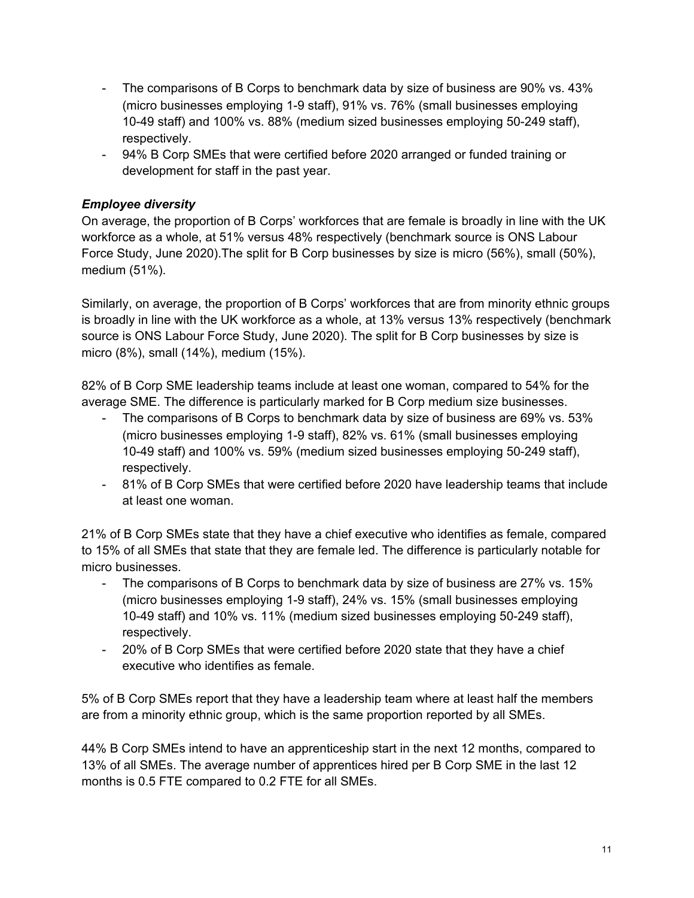- The comparisons of B Corps to benchmark data by size of business are 90% vs. 43% (micro businesses employing 1-9 staff), 91% vs. 76% (small businesses employing 10-49 staff) and 100% vs. 88% (medium sized businesses employing 50-249 staff), respectively.
- 94% B Corp SMEs that were certified before 2020 arranged or funded training or development for staff in the past year.

### *Employee diversity*

On average, the proportion of B Corps' workforces that are female is broadly in line with the UK workforce as a whole, at 51% versus 48% respectively (benchmark source is ONS Labour Force Study, June 2020).The split for B Corp businesses by size is micro (56%), small (50%), medium (51%).

Similarly, on average, the proportion of B Corps' workforces that are from minority ethnic groups is broadly in line with the UK workforce as a whole, at 13% versus 13% respectively (benchmark source is ONS Labour Force Study, June 2020). The split for B Corp businesses by size is micro (8%), small (14%), medium (15%).

82% of B Corp SME leadership teams include at least one woman, compared to 54% for the average SME. The difference is particularly marked for B Corp medium size businesses.

- The comparisons of B Corps to benchmark data by size of business are 69% vs. 53% (micro businesses employing 1-9 staff), 82% vs. 61% (small businesses employing 10-49 staff) and 100% vs. 59% (medium sized businesses employing 50-249 staff), respectively.
- 81% of B Corp SMEs that were certified before 2020 have leadership teams that include at least one woman.

21% of B Corp SMEs state that they have a chief executive who identifies as female, compared to 15% of all SMEs that state that they are female led. The difference is particularly notable for micro businesses.

- The comparisons of B Corps to benchmark data by size of business are 27% vs. 15% (micro businesses employing 1-9 staff), 24% vs. 15% (small businesses employing 10-49 staff) and 10% vs. 11% (medium sized businesses employing 50-249 staff), respectively.
- 20% of B Corp SMEs that were certified before 2020 state that they have a chief executive who identifies as female.

5% of B Corp SMEs report that they have a leadership team where at least half the members are from a minority ethnic group, which is the same proportion reported by all SMEs.

44% B Corp SMEs intend to have an apprenticeship start in the next 12 months, compared to 13% of all SMEs. The average number of apprentices hired per B Corp SME in the last 12 months is 0.5 FTE compared to 0.2 FTE for all SMEs.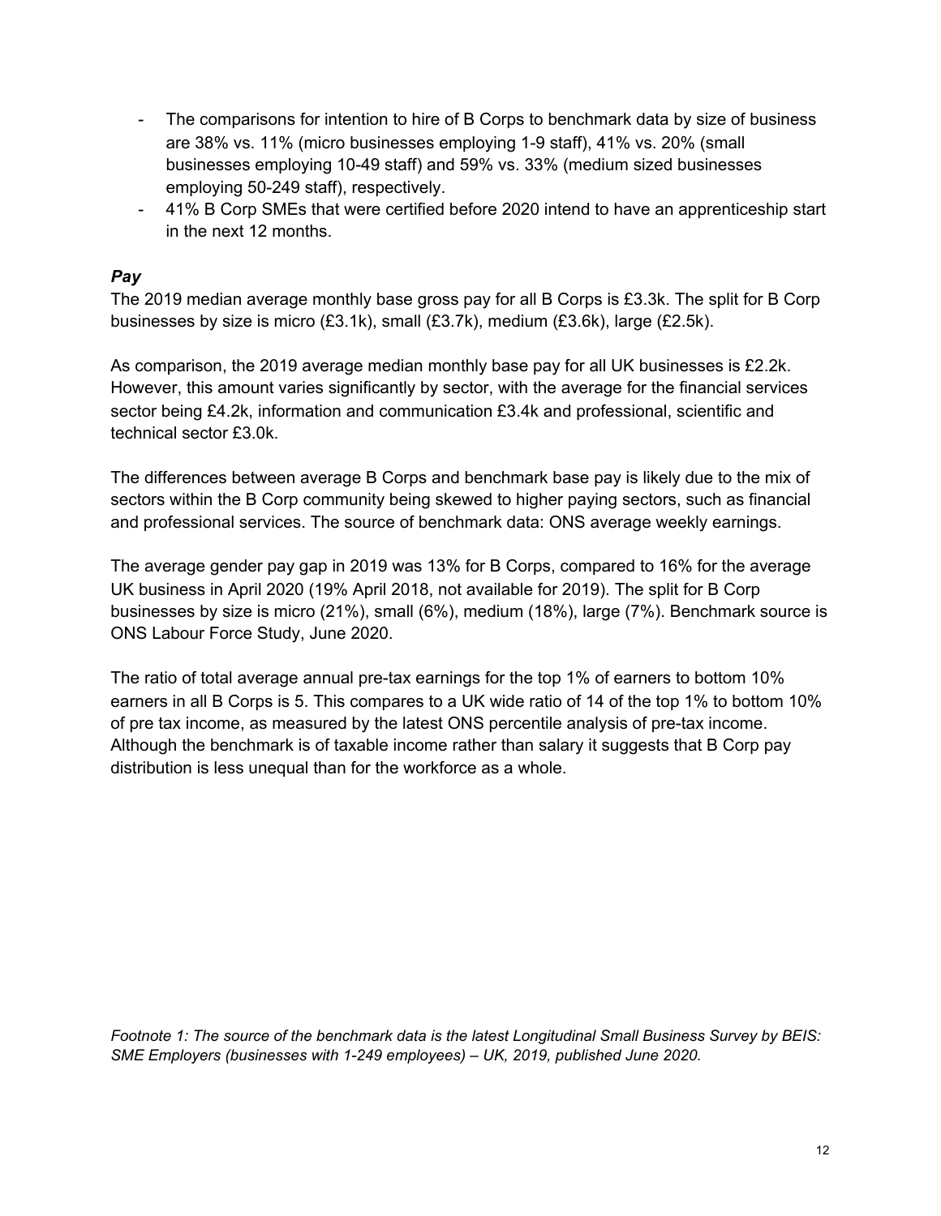- The comparisons for intention to hire of B Corps to benchmark data by size of business are 38% vs. 11% (micro businesses employing 1-9 staff), 41% vs. 20% (small businesses employing 10-49 staff) and 59% vs. 33% (medium sized businesses employing 50-249 staff), respectively.
- 41% B Corp SMEs that were certified before 2020 intend to have an apprenticeship start in the next 12 months.

### *Pay*

The 2019 median average monthly base gross pay for all B Corps is £3.3k. The split for B Corp businesses by size is micro (£3.1k), small (£3.7k), medium (£3.6k), large (£2.5k).

As comparison, the 2019 average median monthly base pay for all UK businesses is £2.2k. However, this amount varies significantly by sector, with the average for the financial services sector being £4.2k, information and communication £3.4k and professional, scientific and technical sector £3.0k.

The differences between average B Corps and benchmark base pay is likely due to the mix of sectors within the B Corp community being skewed to higher paying sectors, such as financial and professional services. The source of benchmark data: ONS average weekly earnings.

The average gender pay gap in 2019 was 13% for B Corps, compared to 16% for the average UK business in April 2020 (19% April 2018, not available for 2019). The split for B Corp businesses by size is micro (21%), small (6%), medium (18%), large (7%). Benchmark source is ONS Labour Force Study, June 2020.

The ratio of total average annual pre-tax earnings for the top 1% of earners to bottom 10% earners in all B Corps is 5. This compares to a UK wide ratio of 14 of the top 1% to bottom 10% of pre tax income, as measured by the latest ONS percentile analysis of pre-tax income. Although the benchmark is of taxable income rather than salary it suggests that B Corp pay distribution is less unequal than for the workforce as a whole.

*Footnote 1: The source of the benchmark data is the latest Longitudinal Small Business Survey by BEIS: SME Employers (businesses with 1-249 employees) – UK, 2019, published June 2020.*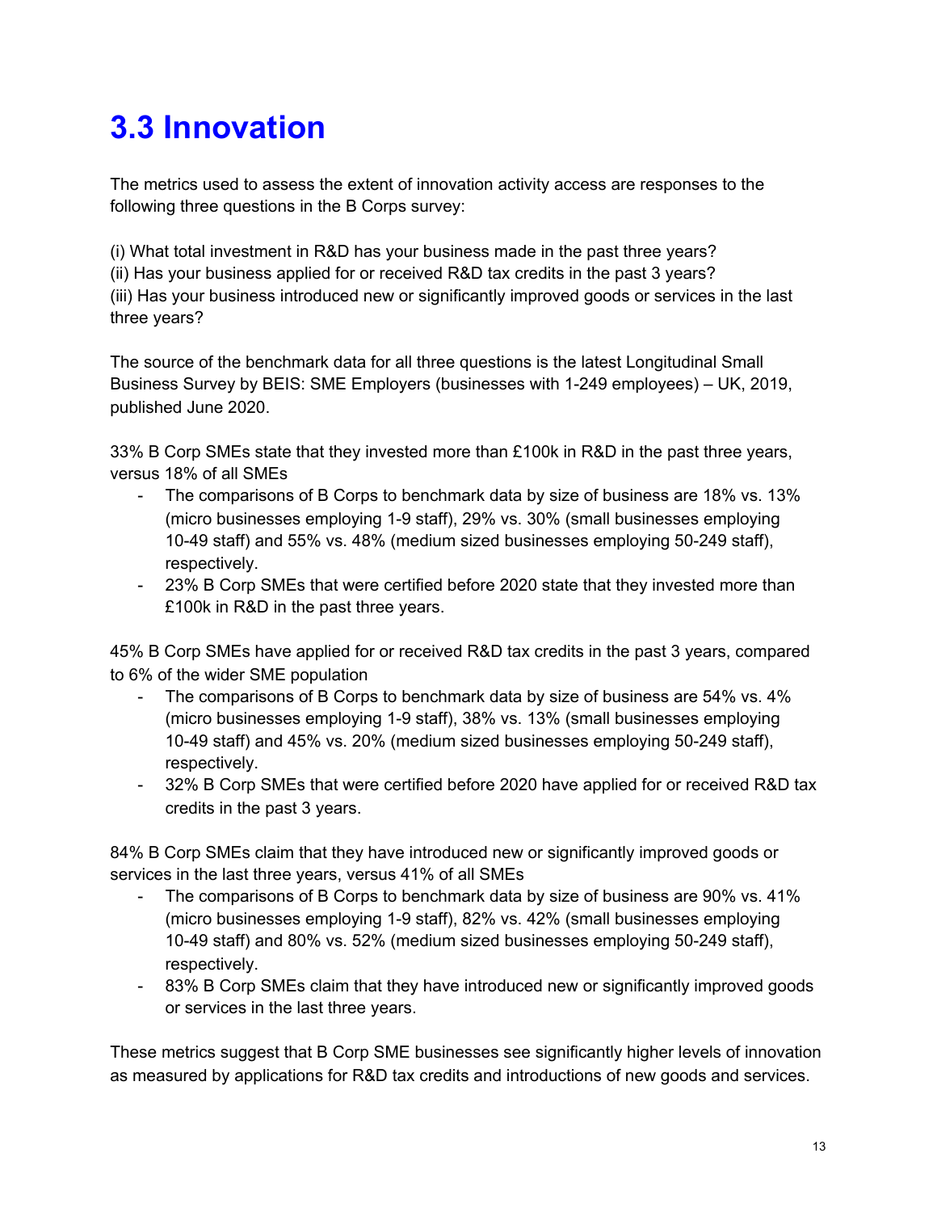## 3.3 Innovation

The metrics used to assess the extent of innovation activity access are responses to the following three questions in the B Corps survey:

(i) What total investment in R&D has your business made in the past three years?
(ii) Has your business applied for or received R&D tax credits in the past 3 years?
(iii) Has your business introduced new or significantly improved goods or services in the last three years?

The source of the benchmark data for all three questions is the latest Longitudinal Small Business Survey by BEIS: SME Employers (businesses with 1-249 employees) – UK, 2019, published June 2020.

33% B Corp SMEs state that they invested more than £100k in R&D in the past three years, versus 18% of all SMEs

- The comparisons of B Corps to benchmark data by size of business are 18% vs. 13% (micro businesses employing 1-9 staff), 29% vs. 30% (small businesses employing 10-49 staff) and 55% vs. 48% (medium sized businesses employing 50-249 staff), respectively.
- 23% B Corp SMEs that were certified before 2020 state that they invested more than £100k in R&D in the past three years.

45% B Corp SMEs have applied for or received R&D tax credits in the past 3 years, compared to 6% of the wider SME population

- The comparisons of B Corps to benchmark data by size of business are 54% vs. 4% (micro businesses employing 1-9 staff), 38% vs. 13% (small businesses employing 10-49 staff) and 45% vs. 20% (medium sized businesses employing 50-249 staff), respectively.
- 32% B Corp SMEs that were certified before 2020 have applied for or received R&D tax credits in the past 3 years.

84% B Corp SMEs claim that they have introduced new or significantly improved goods or services in the last three years, versus 41% of all SMEs

- The comparisons of B Corps to benchmark data by size of business are 90% vs. 41% (micro businesses employing 1-9 staff), 82% vs. 42% (small businesses employing 10-49 staff) and 80% vs. 52% (medium sized businesses employing 50-249 staff), respectively.
- 83% B Corp SMEs claim that they have introduced new or significantly improved goods or services in the last three years.

These metrics suggest that B Corp SME businesses see significantly higher levels of innovation as measured by applications for R&D tax credits and introductions of new goods and services.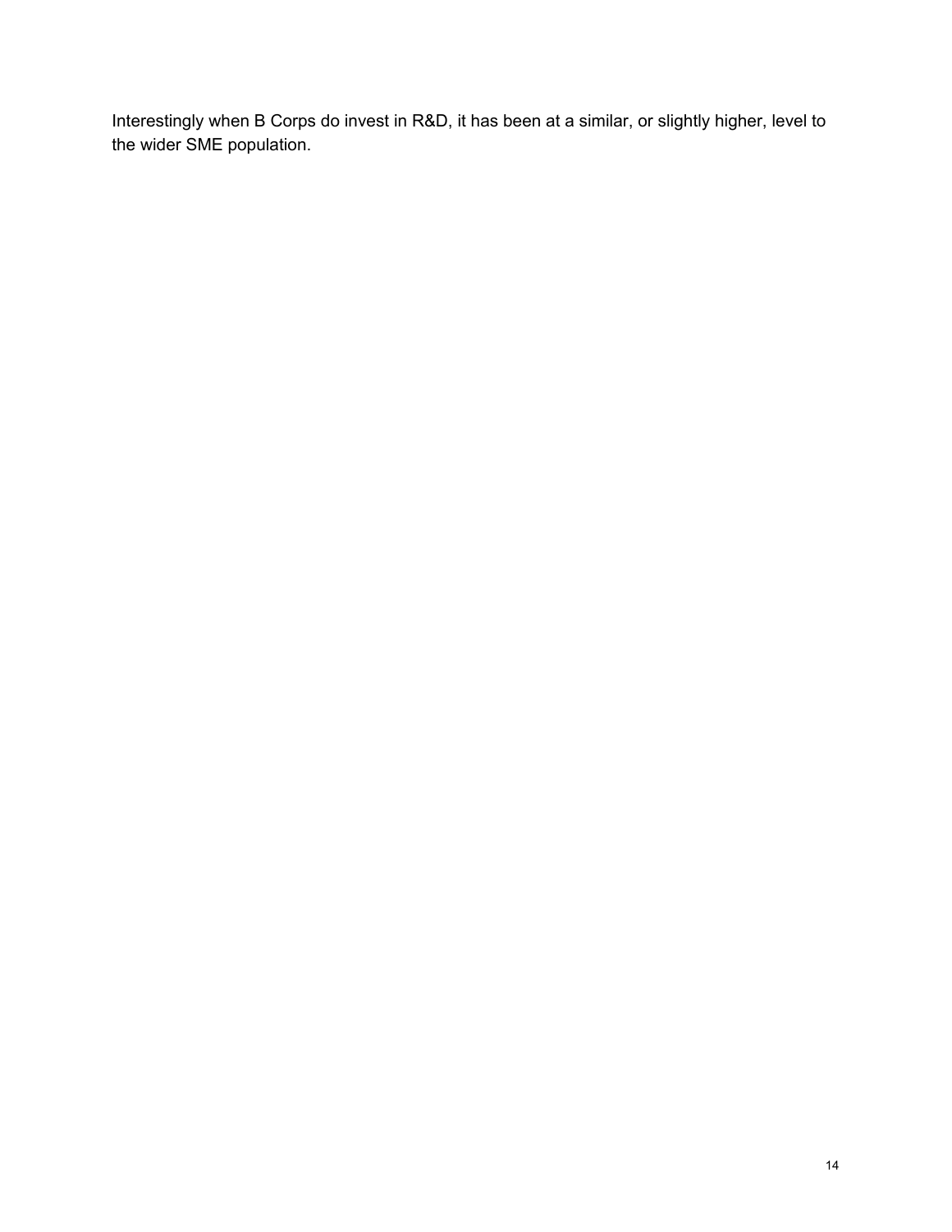Interestingly when B Corps do invest in R&D, it has been at a similar, or slightly higher, level to the wider SME population.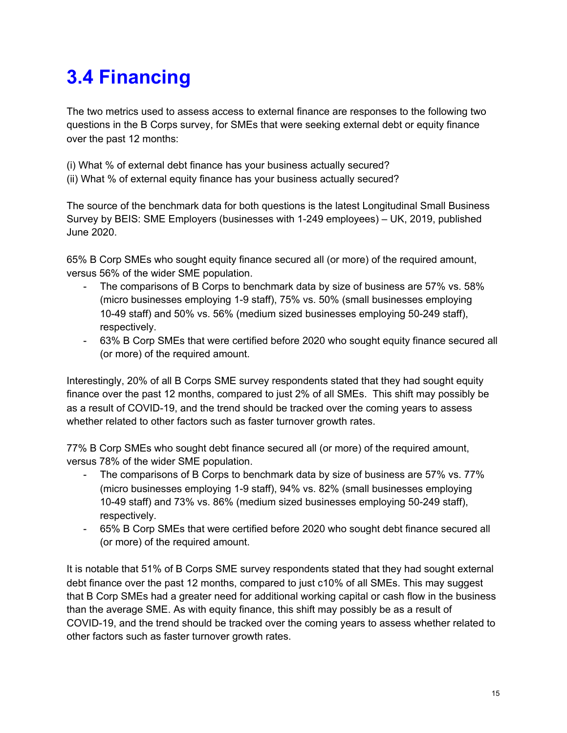# 3.4 Financing

The two metrics used to assess access to external finance are responses to the following two questions in the B Corps survey, for SMEs that were seeking external debt or equity finance over the past 12 months:

(i) What % of external debt finance has your business actually secured?
(ii) What % of external equity finance has your business actually secured?

The source of the benchmark data for both questions is the latest Longitudinal Small Business Survey by BEIS: SME Employers (businesses with 1-249 employees) – UK, 2019, published June 2020.

65% B Corp SMEs who sought equity finance secured all (or more) of the required amount, versus 56% of the wider SME population.

- The comparisons of B Corps to benchmark data by size of business are 57% vs. 58% (micro businesses employing 1-9 staff), 75% vs. 50% (small businesses employing 10-49 staff) and 50% vs. 56% (medium sized businesses employing 50-249 staff), respectively.
- 63% B Corp SMEs that were certified before 2020 who sought equity finance secured all (or more) of the required amount.

Interestingly, 20% of all B Corps SME survey respondents stated that they had sought equity finance over the past 12 months, compared to just 2% of all SMEs. This shift may possibly be as a result of COVID-19, and the trend should be tracked over the coming years to assess whether related to other factors such as faster turnover growth rates.

77% B Corp SMEs who sought debt finance secured all (or more) of the required amount, versus 78% of the wider SME population.

- The comparisons of B Corps to benchmark data by size of business are 57% vs. 77% (micro businesses employing 1-9 staff), 94% vs. 82% (small businesses employing 10-49 staff) and 73% vs. 86% (medium sized businesses employing 50-249 staff), respectively.
- 65% B Corp SMEs that were certified before 2020 who sought debt finance secured all (or more) of the required amount.

It is notable that 51% of B Corps SME survey respondents stated that they had sought external debt finance over the past 12 months, compared to just c10% of all SMEs. This may suggest that B Corp SMEs had a greater need for additional working capital or cash flow in the business than the average SME. As with equity finance, this shift may possibly be as a result of COVID-19, and the trend should be tracked over the coming years to assess whether related to other factors such as faster turnover growth rates.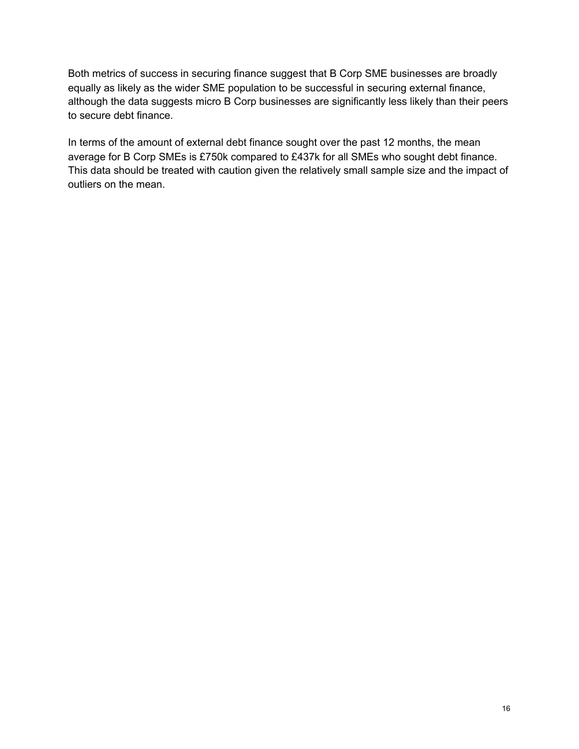Both metrics of success in securing finance suggest that B Corp SME businesses are broadly equally as likely as the wider SME population to be successful in securing external finance, although the data suggests micro B Corp businesses are significantly less likely than their peers to secure debt finance.

In terms of the amount of external debt finance sought over the past 12 months, the mean average for B Corp SMEs is £750k compared to £437k for all SMEs who sought debt finance. This data should be treated with caution given the relatively small sample size and the impact of outliers on the mean.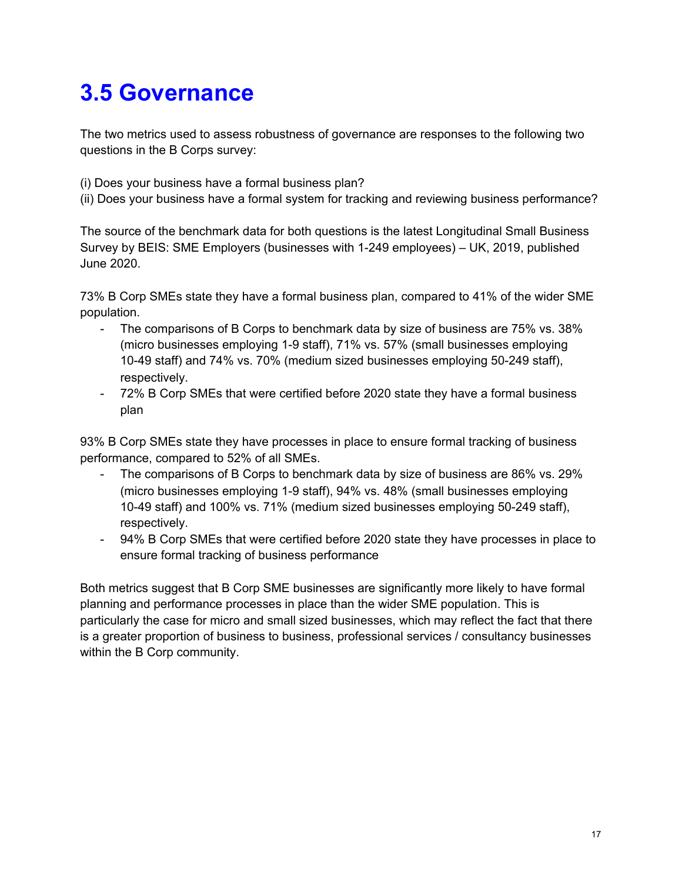## 3.5 Governance

The two metrics used to assess robustness of governance are responses to the following two questions in the B Corps survey:

(i) Does your business have a formal business plan?
(ii) Does your business have a formal system for tracking and reviewing business performance?

The source of the benchmark data for both questions is the latest Longitudinal Small Business Survey by BEIS: SME Employers (businesses with 1-249 employees) – UK, 2019, published June 2020.

73% B Corp SMEs state they have a formal business plan, compared to 41% of the wider SME population.

- The comparisons of B Corps to benchmark data by size of business are 75% vs. 38% (micro businesses employing 1-9 staff), 71% vs. 57% (small businesses employing 10-49 staff) and 74% vs. 70% (medium sized businesses employing 50-249 staff), respectively.
- 72% B Corp SMEs that were certified before 2020 state they have a formal business plan

93% B Corp SMEs state they have processes in place to ensure formal tracking of business performance, compared to 52% of all SMEs.

- The comparisons of B Corps to benchmark data by size of business are 86% vs. 29% (micro businesses employing 1-9 staff), 94% vs. 48% (small businesses employing 10-49 staff) and 100% vs. 71% (medium sized businesses employing 50-249 staff), respectively.
- 94% B Corp SMEs that were certified before 2020 state they have processes in place to ensure formal tracking of business performance

Both metrics suggest that B Corp SME businesses are significantly more likely to have formal planning and performance processes in place than the wider SME population. This is particularly the case for micro and small sized businesses, which may reflect the fact that there is a greater proportion of business to business, professional services / consultancy businesses within the B Corp community.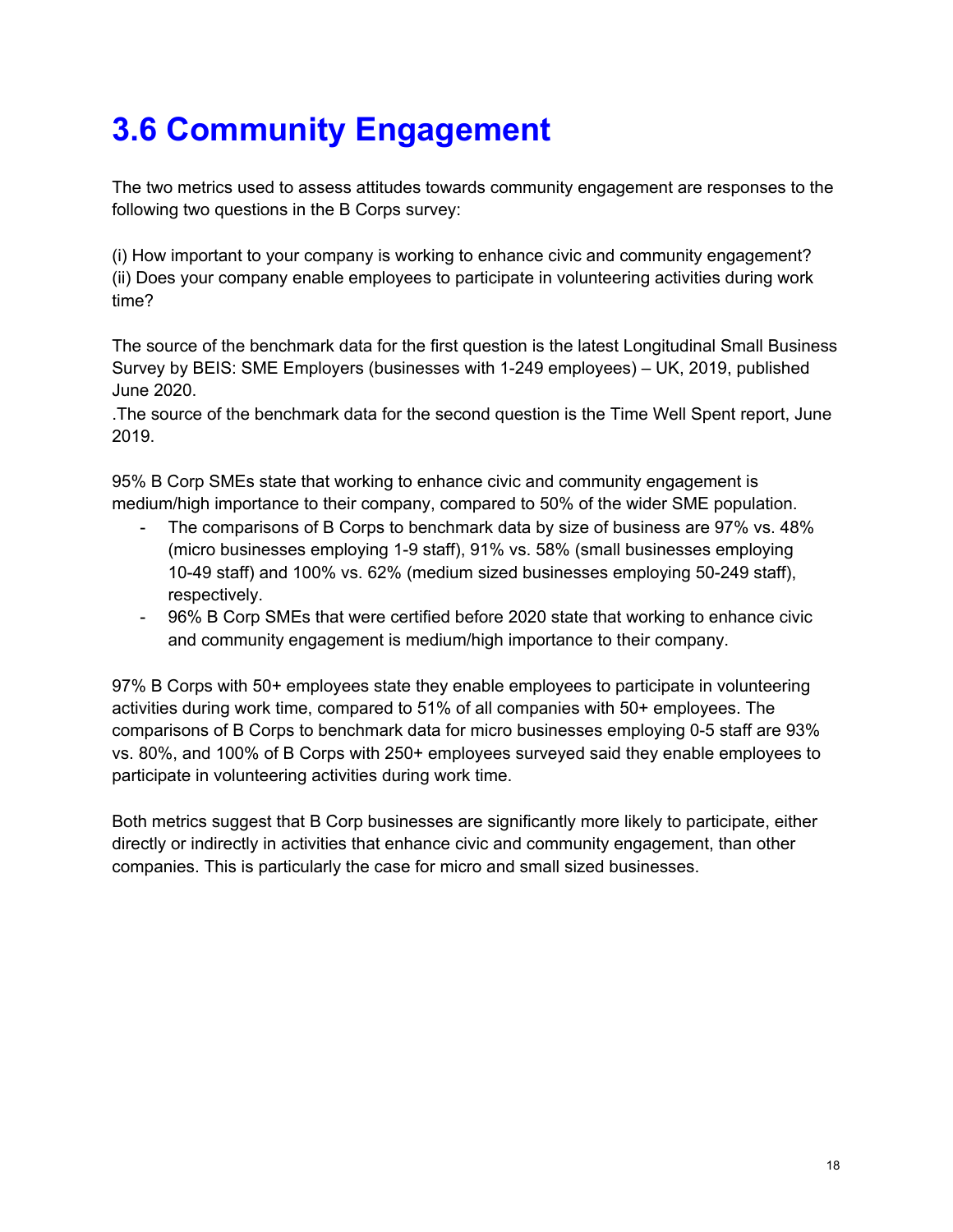# 3.6 Community Engagement

The two metrics used to assess attitudes towards community engagement are responses to the following two questions in the B Corps survey:

(i) How important to your company is working to enhance civic and community engagement?
(ii) Does your company enable employees to participate in volunteering activities during work time?

The source of the benchmark data for the first question is the latest Longitudinal Small Business Survey by BEIS: SME Employers (businesses with 1-249 employees) – UK, 2019, published June 2020.
.The source of the benchmark data for the second question is the Time Well Spent report, June 2019.

95% B Corp SMEs state that working to enhance civic and community engagement is medium/high importance to their company, compared to 50% of the wider SME population.

- The comparisons of B Corps to benchmark data by size of business are 97% vs. 48% (micro businesses employing 1-9 staff), 91% vs. 58% (small businesses employing 10-49 staff) and 100% vs. 62% (medium sized businesses employing 50-249 staff), respectively.
- 96% B Corp SMEs that were certified before 2020 state that working to enhance civic and community engagement is medium/high importance to their company.

97% B Corps with 50+ employees state they enable employees to participate in volunteering activities during work time, compared to 51% of all companies with 50+ employees. The comparisons of B Corps to benchmark data for micro businesses employing 0-5 staff are 93% vs. 80%, and 100% of B Corps with 250+ employees surveyed said they enable employees to participate in volunteering activities during work time.

Both metrics suggest that B Corp businesses are significantly more likely to participate, either directly or indirectly in activities that enhance civic and community engagement, than other companies. This is particularly the case for micro and small sized businesses.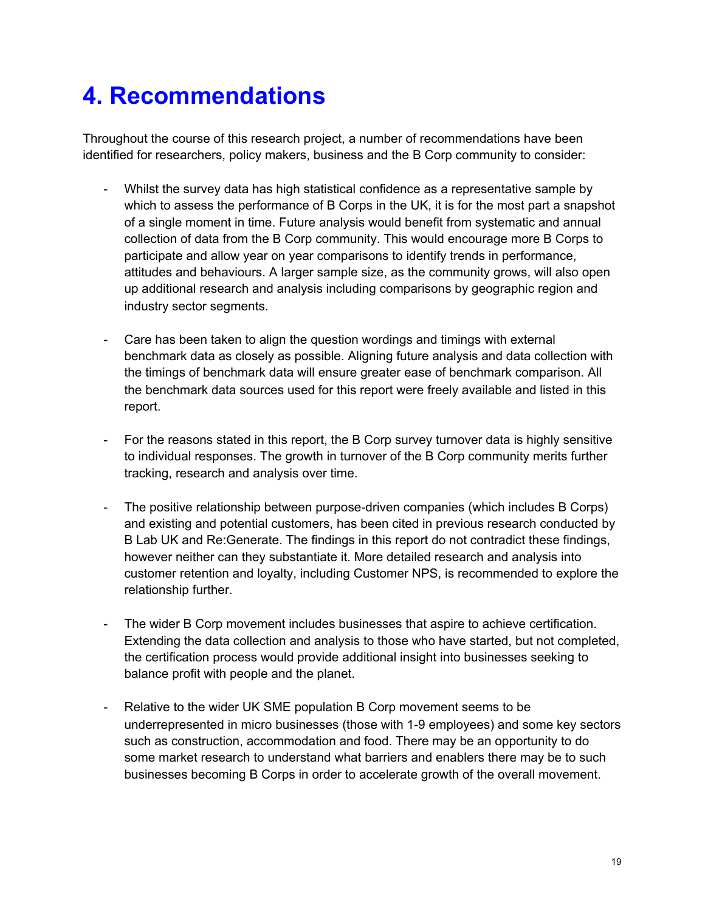# 4. Recommendations

Throughout the course of this research project, a number of recommendations have been identified for researchers, policy makers, business and the B Corp community to consider:

- Whilst the survey data has high statistical confidence as a representative sample by which to assess the performance of B Corps in the UK, it is for the most part a snapshot of a single moment in time. Future analysis would benefit from systematic and annual collection of data from the B Corp community. This would encourage more B Corps to participate and allow year on year comparisons to identify trends in performance, attitudes and behaviours. A larger sample size, as the community grows, will also open up additional research and analysis including comparisons by geographic region and industry sector segments.

- Care has been taken to align the question wordings and timings with external benchmark data as closely as possible. Aligning future analysis and data collection with the timings of benchmark data will ensure greater ease of benchmark comparison. All the benchmark data sources used for this report were freely available and listed in this report.

- For the reasons stated in this report, the B Corp survey turnover data is highly sensitive to individual responses. The growth in turnover of the B Corp community merits further tracking, research and analysis over time.

- The positive relationship between purpose-driven companies (which includes B Corps) and existing and potential customers, has been cited in previous research conducted by B Lab UK and Re:Generate. The findings in this report do not contradict these findings, however neither can they substantiate it. More detailed research and analysis into customer retention and loyalty, including Customer NPS, is recommended to explore the relationship further.

- The wider B Corp movement includes businesses that aspire to achieve certification. Extending the data collection and analysis to those who have started, but not completed, the certification process would provide additional insight into businesses seeking to balance profit with people and the planet.

- Relative to the wider UK SME population B Corp movement seems to be underrepresented in micro businesses (those with 1-9 employees) and some key sectors such as construction, accommodation and food. There may be an opportunity to do some market research to understand what barriers and enablers there may be to such businesses becoming B Corps in order to accelerate growth of the overall movement.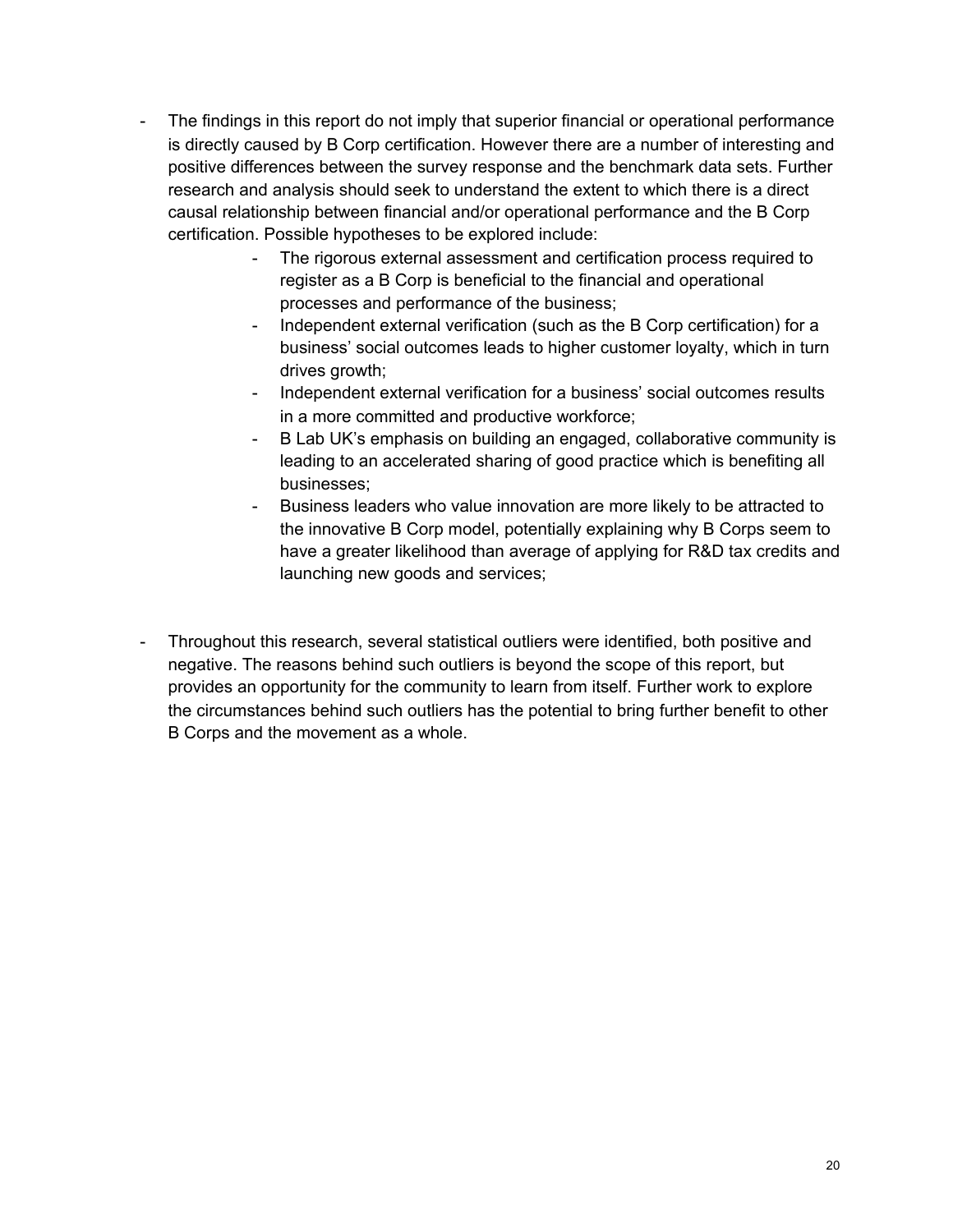- The findings in this report do not imply that superior financial or operational performance is directly caused by B Corp certification. However there are a number of interesting and positive differences between the survey response and the benchmark data sets. Further research and analysis should seek to understand the extent to which there is a direct causal relationship between financial and/or operational performance and the B Corp certification. Possible hypotheses to be explored include:
    - The rigorous external assessment and certification process required to register as a B Corp is beneficial to the financial and operational processes and performance of the business;
    - Independent external verification (such as the B Corp certification) for a business' social outcomes leads to higher customer loyalty, which in turn drives growth;
    - Independent external verification for a business' social outcomes results in a more committed and productive workforce;
    - B Lab UK's emphasis on building an engaged, collaborative community is leading to an accelerated sharing of good practice which is benefiting all businesses;
    - Business leaders who value innovation are more likely to be attracted to the innovative B Corp model, potentially explaining why B Corps seem to have a greater likelihood than average of applying for R&D tax credits and launching new goods and services;

- Throughout this research, several statistical outliers were identified, both positive and negative. The reasons behind such outliers is beyond the scope of this report, but provides an opportunity for the community to learn from itself. Further work to explore the circumstances behind such outliers has the potential to bring further benefit to other B Corps and the movement as a whole.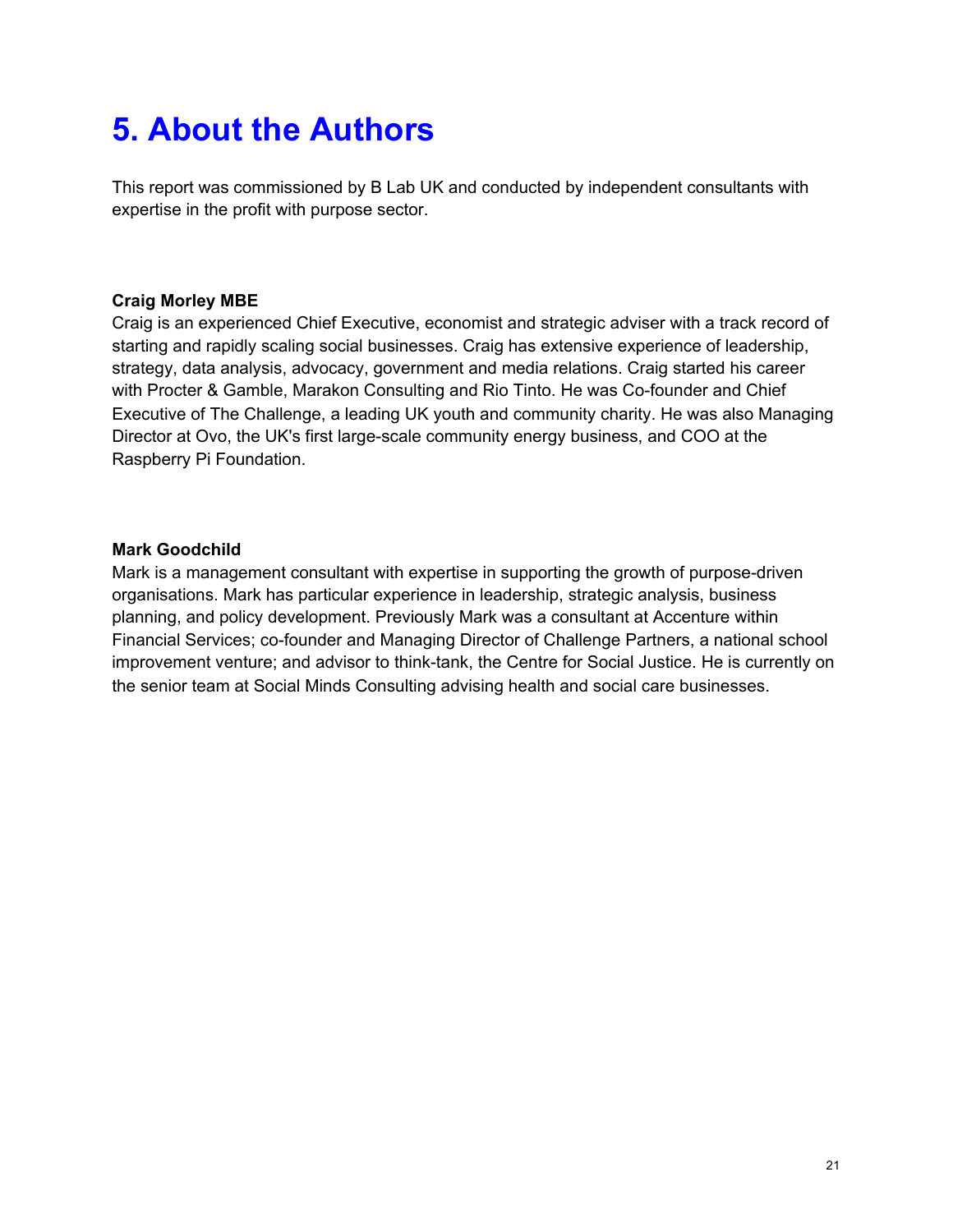# 5. About the Authors

This report was commissioned by B Lab UK and conducted by independent consultants with expertise in the profit with purpose sector.

**Craig Morley MBE**
Craig is an experienced Chief Executive, economist and strategic adviser with a track record of starting and rapidly scaling social businesses. Craig has extensive experience of leadership, strategy, data analysis, advocacy, government and media relations. Craig started his career with Procter & Gamble, Marakon Consulting and Rio Tinto. He was Co-founder and Chief Executive of The Challenge, a leading UK youth and community charity. He was also Managing Director at Ovo, the UK's first large-scale community energy business, and COO at the Raspberry Pi Foundation.

**Mark Goodchild**
Mark is a management consultant with expertise in supporting the growth of purpose-driven organisations. Mark has particular experience in leadership, strategic analysis, business planning, and policy development. Previously Mark was a consultant at Accenture within Financial Services; co-founder and Managing Director of Challenge Partners, a national school improvement venture; and advisor to think-tank, the Centre for Social Justice. He is currently on the senior team at Social Minds Consulting advising health and social care businesses.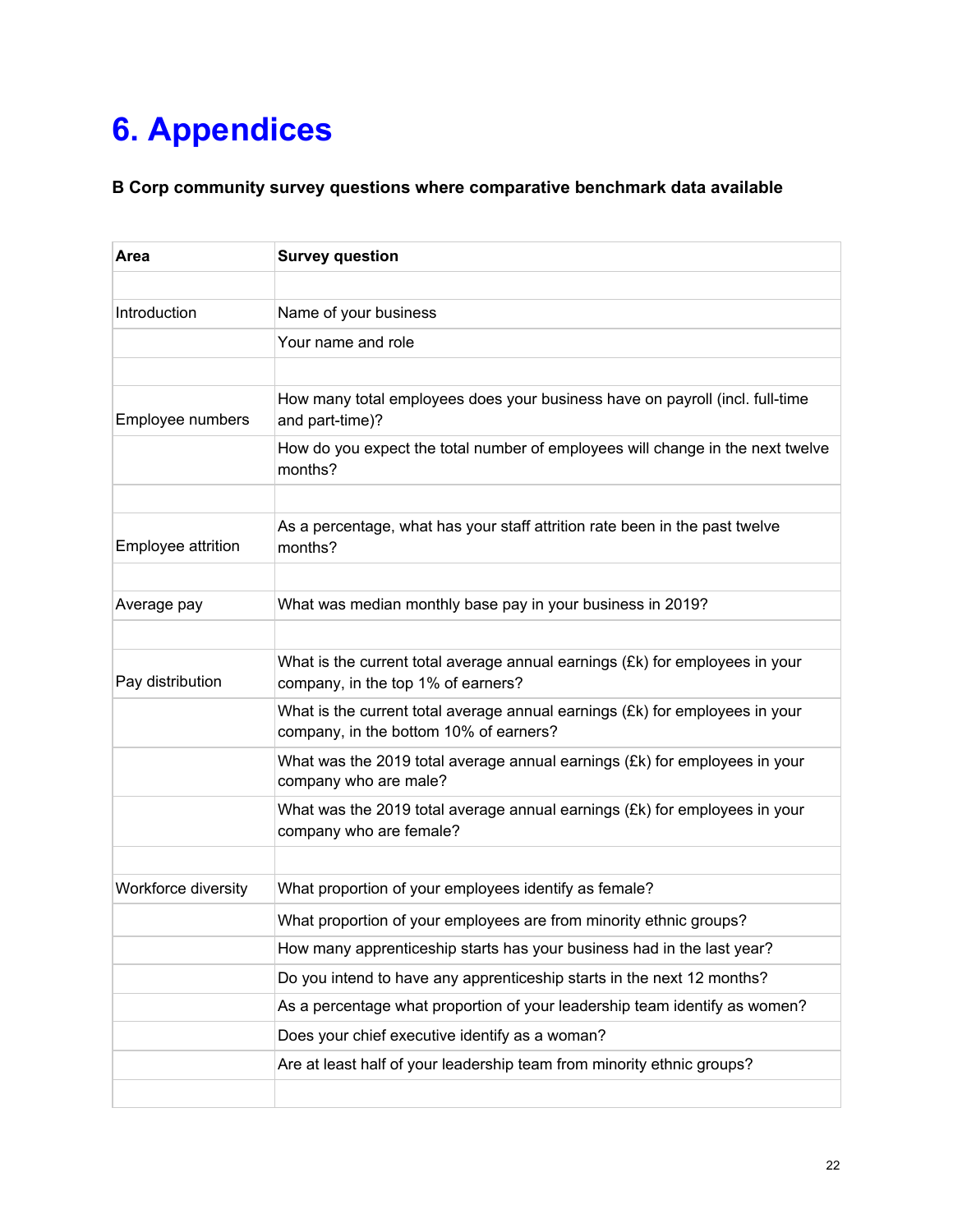# 6. Appendices

**B Corp community survey questions where comparative benchmark data available**

| Area | Survey question |
|---|---|
| | |
| Introduction | Name of your business |
| | Your name and role |
| | |
| Employee numbers | How many total employees does your business have on payroll (incl. full-time and part-time)? |
| | How do you expect the total number of employees will change in the next twelve months? |
| | |
| Employee attrition | As a percentage, what has your staff attrition rate been in the past twelve months? |
| | |
| Average pay | What was median monthly base pay in your business in 2019? |
| | |
| Pay distribution | What is the current total average annual earnings (£k) for employees in your company, in the top 1% of earners? |
| | What is the current total average annual earnings (£k) for employees in your company, in the bottom 10% of earners? |
| | What was the 2019 total average annual earnings (£k) for employees in your company who are male? |
| | What was the 2019 total average annual earnings (£k) for employees in your company who are female? |
| | |
| Workforce diversity | What proportion of your employees identify as female? |
| | What proportion of your employees are from minority ethnic groups? |
| | How many apprenticeship starts has your business had in the last year? |
| | Do you intend to have any apprenticeship starts in the next 12 months? |
| | As a percentage what proportion of your leadership team identify as women? |
| | Does your chief executive identify as a woman? |
| | Are at least half of your leadership team from minority ethnic groups? |
| | |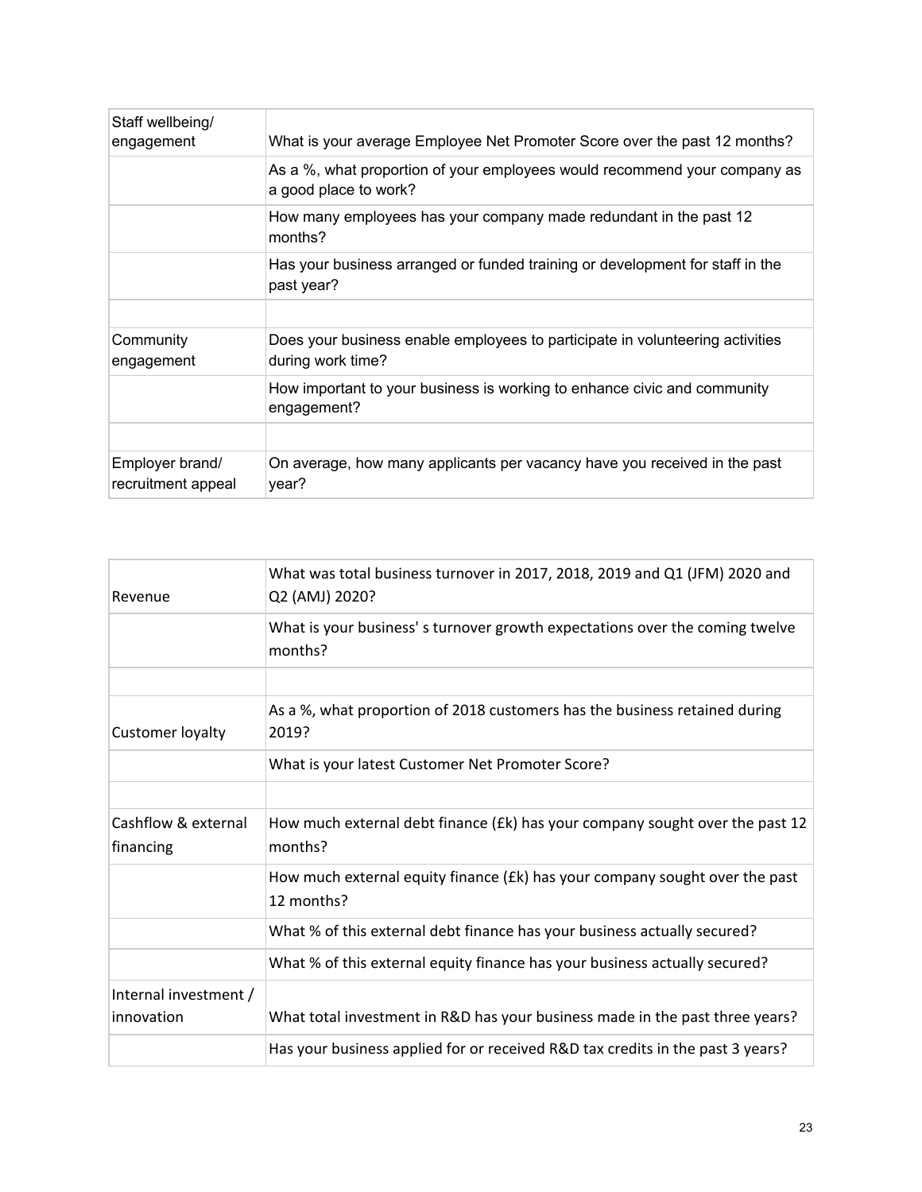| | |
|---|---|
| Staff wellbeing/ engagement | What is your average Employee Net Promoter Score over the past 12 months? |
| | As a %, what proportion of your employees would recommend your company as a good place to work? |
| | How many employees has your company made redundant in the past 12 months? |
| | Has your business arranged or funded training or development for staff in the past year? |
| | |
| Community engagement | Does your business enable employees to participate in volunteering activities during work time? |
| | How important to your business is working to enhance civic and community engagement? |
| | |
| Employer brand/ recruitment appeal | On average, how many applicants per vacancy have you received in the past year? |

| | |
|---|---|
| Revenue | What was total business turnover in 2017, 2018, 2019 and Q1 (JFM) 2020 and Q2 (AMJ) 2020? |
| | What is your business' s turnover growth expectations over the coming twelve months? |
| | |
| Customer loyalty | As a %, what proportion of 2018 customers has the business retained during 2019? |
| | What is your latest Customer Net Promoter Score? |
| | |
| Cashflow & external financing | How much external debt finance (£k) has your company sought over the past 12 months? |
| | How much external equity finance (£k) has your company sought over the past 12 months? |
| | What % of this external debt finance has your business actually secured? |
| | What % of this external equity finance has your business actually secured? |
| Internal investment / innovation | What total investment in R&D has your business made in the past three years? |
| | Has your business applied for or received R&D tax credits in the past 3 years? |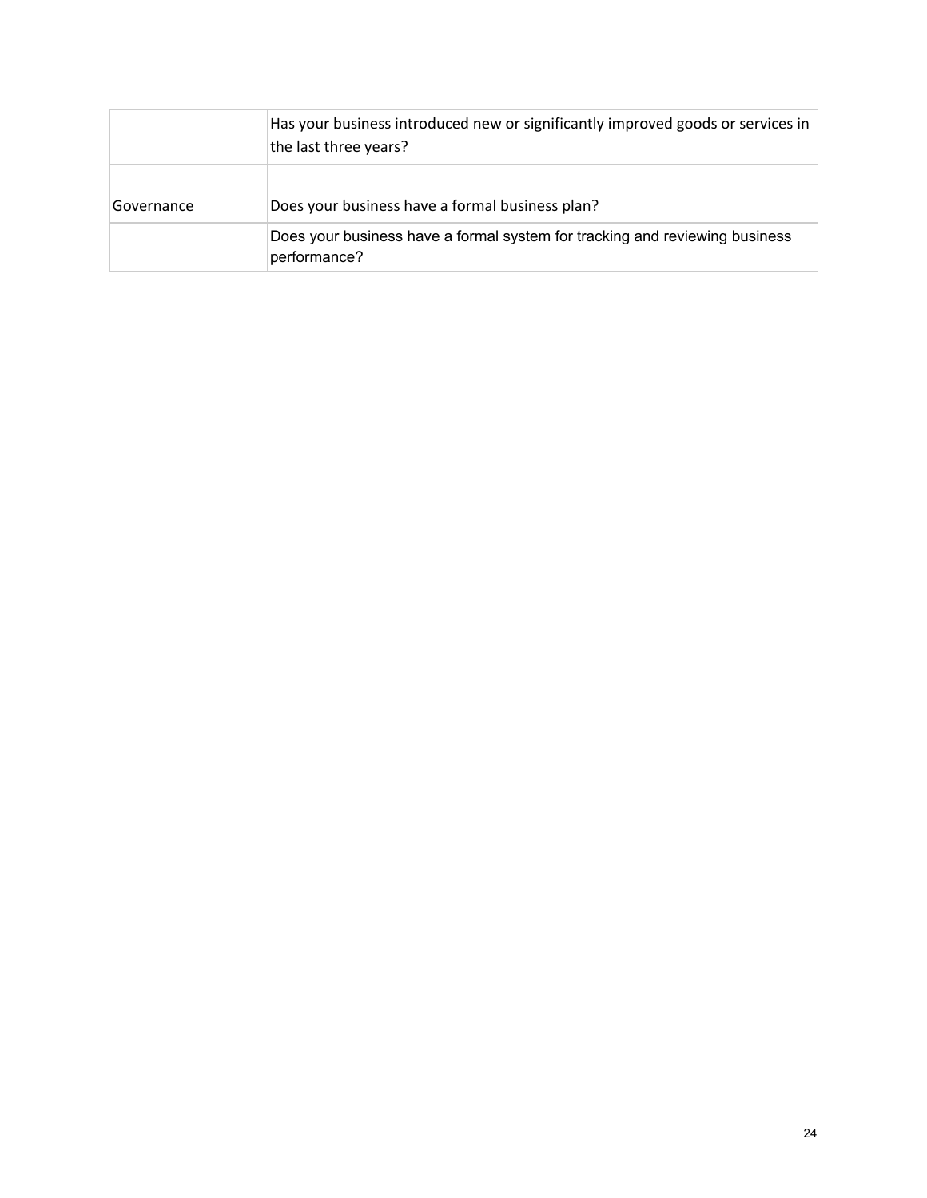| | |
|---|---|
| | Has your business introduced new or significantly improved goods or services in the last three years? |
| | |
| Governance | Does your business have a formal business plan? |
| | Does your business have a formal system for tracking and reviewing business performance? |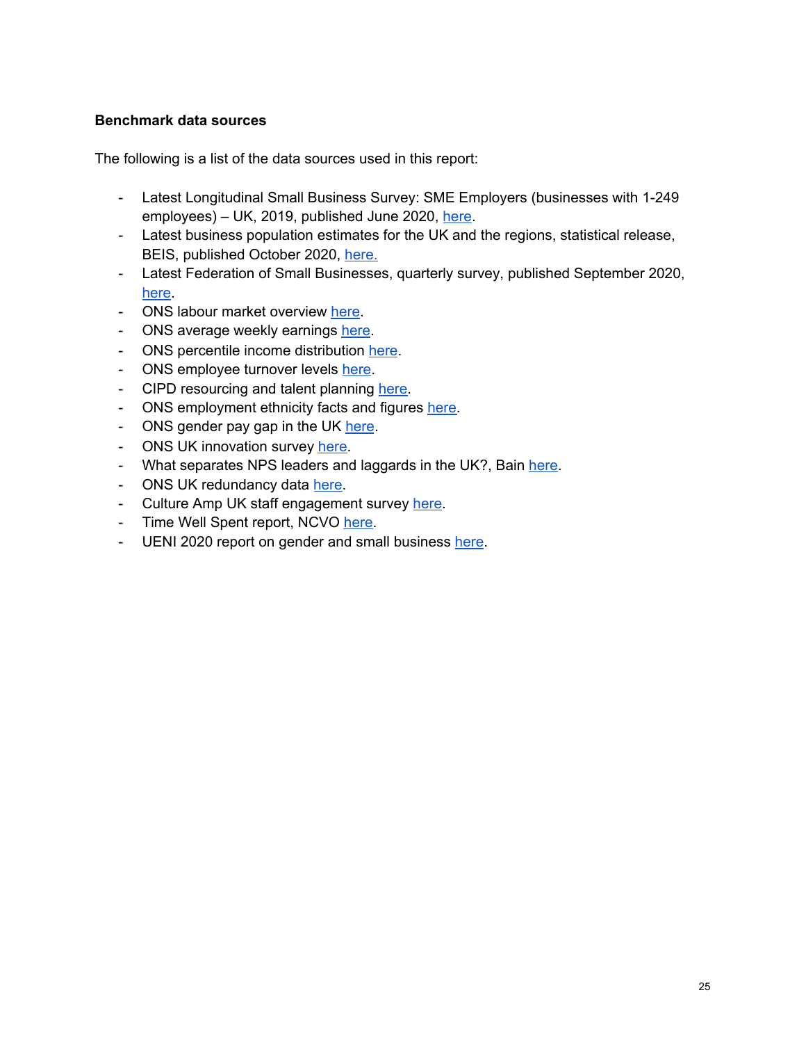**Benchmark data sources**

The following is a list of the data sources used in this report:

- Latest Longitudinal Small Business Survey: SME Employers (businesses with 1-249 employees) – UK, 2019, published June 2020, here.
- Latest business population estimates for the UK and the regions, statistical release, BEIS, published October 2020, here.
- Latest Federation of Small Businesses, quarterly survey, published September 2020, here.
- ONS labour market overview here.
- ONS average weekly earnings here.
- ONS percentile income distribution here.
- ONS employee turnover levels here.
- CIPD resourcing and talent planning here.
- ONS employment ethnicity facts and figures here.
- ONS gender pay gap in the UK here.
- ONS UK innovation survey here.
- What separates NPS leaders and laggards in the UK?, Bain here.
- ONS UK redundancy data here.
- Culture Amp UK staff engagement survey here.
- Time Well Spent report, NCVO here.
- UENI 2020 report on gender and small business here.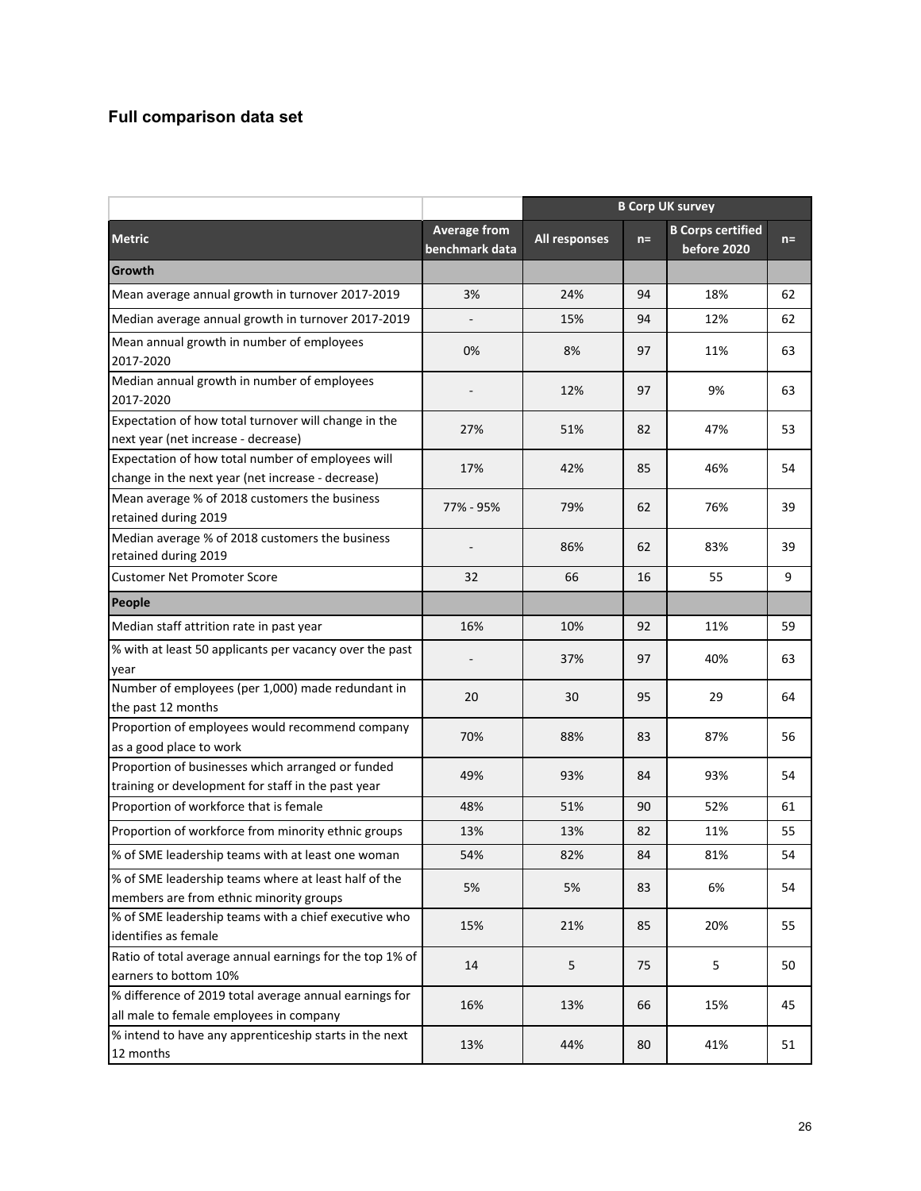## Full comparison data set

| | | B Corp UK survey | | | |
|---|---|---|---|---|---|
| **Metric** | **Average from benchmark data** | **All responses** | **n=** | **B Corps certified before 2020** | **n=** |
| **Growth** | | | | | |
| Mean average annual growth in turnover 2017-2019 | 3% | 24% | 94 | 18% | 62 |
| Median average annual growth in turnover 2017-2019 | - | 15% | 94 | 12% | 62 |
| Mean annual growth in number of employees 2017-2020 | 0% | 8% | 97 | 11% | 63 |
| Median annual growth in number of employees 2017-2020 | - | 12% | 97 | 9% | 63 |
| Expectation of how total turnover will change in the next year (net increase - decrease) | 27% | 51% | 82 | 47% | 53 |
| Expectation of how total number of employees will change in the next year (net increase - decrease) | 17% | 42% | 85 | 46% | 54 |
| Mean average % of 2018 customers the business retained during 2019 | 77% - 95% | 79% | 62 | 76% | 39 |
| Median average % of 2018 customers the business retained during 2019 | - | 86% | 62 | 83% | 39 |
| Customer Net Promoter Score | 32 | 66 | 16 | 55 | 9 |
| **People** | | | | | |
| Median staff attrition rate in past year | 16% | 10% | 92 | 11% | 59 |
| % with at least 50 applicants per vacancy over the past year | - | 37% | 97 | 40% | 63 |
| Number of employees (per 1,000) made redundant in the past 12 months | 20 | 30 | 95 | 29 | 64 |
| Proportion of employees would recommend company as a good place to work | 70% | 88% | 83 | 87% | 56 |
| Proportion of businesses which arranged or funded training or development for staff in the past year | 49% | 93% | 84 | 93% | 54 |
| Proportion of workforce that is female | 48% | 51% | 90 | 52% | 61 |
| Proportion of workforce from minority ethnic groups | 13% | 13% | 82 | 11% | 55 |
| % of SME leadership teams with at least one woman | 54% | 82% | 84 | 81% | 54 |
| % of SME leadership teams where at least half of the members are from ethnic minority groups | 5% | 5% | 83 | 6% | 54 |
| % of SME leadership teams with a chief executive who identifies as female | 15% | 21% | 85 | 20% | 55 |
| Ratio of total average annual earnings for the top 1% of earners to bottom 10% | 14 | 5 | 75 | 5 | 50 |
| % difference of 2019 total average annual earnings for all male to female employees in company | 16% | 13% | 66 | 15% | 45 |
| % intend to have any apprenticeship starts in the next 12 months | 13% | 44% | 80 | 41% | 51 |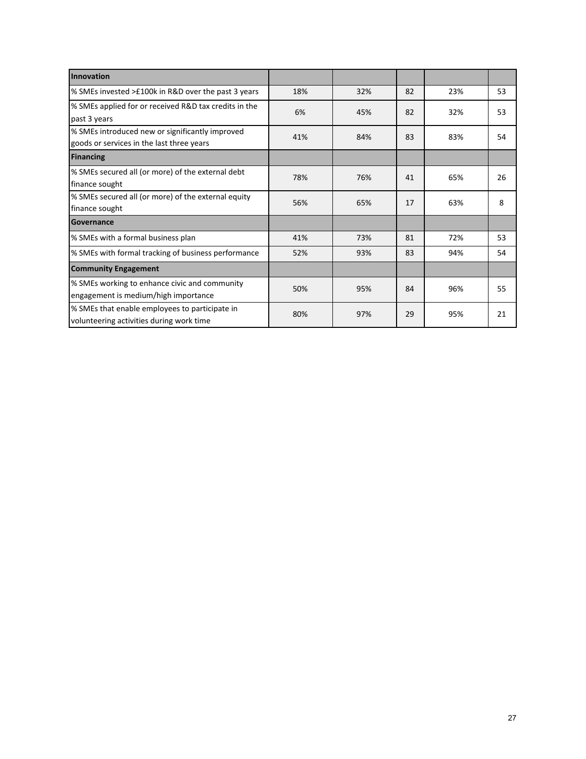| | | | | | |
|---|---|---|---|---|---|
| **Innovation** | | | | | |
| % SMEs invested >£100k in R&D over the past 3 years | 18% | 32% | 82 | 23% | 53 |
| % SMEs applied for or received R&D tax credits in the past 3 years | 6% | 45% | 82 | 32% | 53 |
| % SMEs introduced new or significantly improved goods or services in the last three years | 41% | 84% | 83 | 83% | 54 |
| **Financing** | | | | | |
| % SMEs secured all (or more) of the external debt finance sought | 78% | 76% | 41 | 65% | 26 |
| % SMEs secured all (or more) of the external equity finance sought | 56% | 65% | 17 | 63% | 8 |
| **Governance** | | | | | |
| % SMEs with a formal business plan | 41% | 73% | 81 | 72% | 53 |
| % SMEs with formal tracking of business performance | 52% | 93% | 83 | 94% | 54 |
| **Community Engagement** | | | | | |
| % SMEs working to enhance civic and community engagement is medium/high importance | 50% | 95% | 84 | 96% | 55 |
| % SMEs that enable employees to participate in volunteering activities during work time | 80% | 97% | 29 | 95% | 21 |